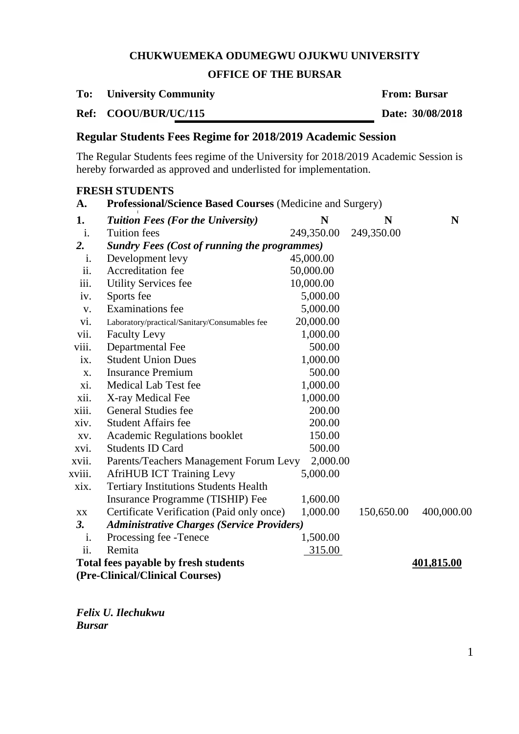**CHUKWUEMEKA ODUMEGWU OJUKWU UNIVERSITY**

**OFFICE OF THE BURSAR**

**To: University Community** **From: Bursar**

**Ref: COOU/BUR/UC/115** **Date: 30/08/2018**

## Regular Students Fees Regime for 2018/2019 Academic Session

The Regular Students fees regime of the University for 2018/2019 Academic Session is hereby forwarded as approved and underlisted for implementation.

**FRESH STUDENTS**

| | | | | |
|---|---|---|---|---|
| **A.** | **Professional/Science Based Courses** (Medicine and Surgery) | | | |
| **1.** | ***Tuition Fees (For the University)*** | **N** | **N** | **N** |
| i. | Tuition fees | 249,350.00 | 249,350.00 | |
| ***2.*** | ***Sundry Fees (Cost of running the programmes)*** | | | |
| i. | Development levy | 45,000.00 | | |
| ii. | Accreditation fee | 50,000.00 | | |
| iii. | Utility Services fee | 10,000.00 | | |
| iv. | Sports fee | 5,000.00 | | |
| v. | Examinations fee | 5,000.00 | | |
| vi. | Laboratory/practical/Sanitary/Consumables fee | 20,000.00 | | |
| vii. | Faculty Levy | 1,000.00 | | |
| viii. | Departmental Fee | 500.00 | | |
| ix. | Student Union Dues | 1,000.00 | | |
| x. | Insurance Premium | 500.00 | | |
| xi. | Medical Lab Test fee | 1,000.00 | | |
| xii. | X-ray Medical Fee | 1,000.00 | | |
| xiii. | General Studies fee | 200.00 | | |
| xiv. | Student Affairs fee | 200.00 | | |
| xv. | Academic Regulations booklet | 150.00 | | |
| xvi. | Students ID Card | 500.00 | | |
| xvii. | Parents/Teachers Management Forum Levy | 2,000.00 | | |
| xviii. | AfriHUB ICT Training Levy | 5,000.00 | | |
| xix. | Tertiary Institutions Students Health Insurance Programme (TISHIP) Fee | 1,600.00 | | |
| xx | Certificate Verification (Paid only once) | 1,000.00 | 150,650.00 | 400,000.00 |
| ***3.*** | ***Administrative Charges (Service Providers)*** | | | |
| i. | Processing fee -Tenece | 1,500.00 | | |
| ii. | Remita | 315.00 | | |
| | **Total fees payable by fresh students (Pre-Clinical/Clinical Courses)** | | | **401,815.00** |

***Felix U. Ilechukwu***
***Bursar***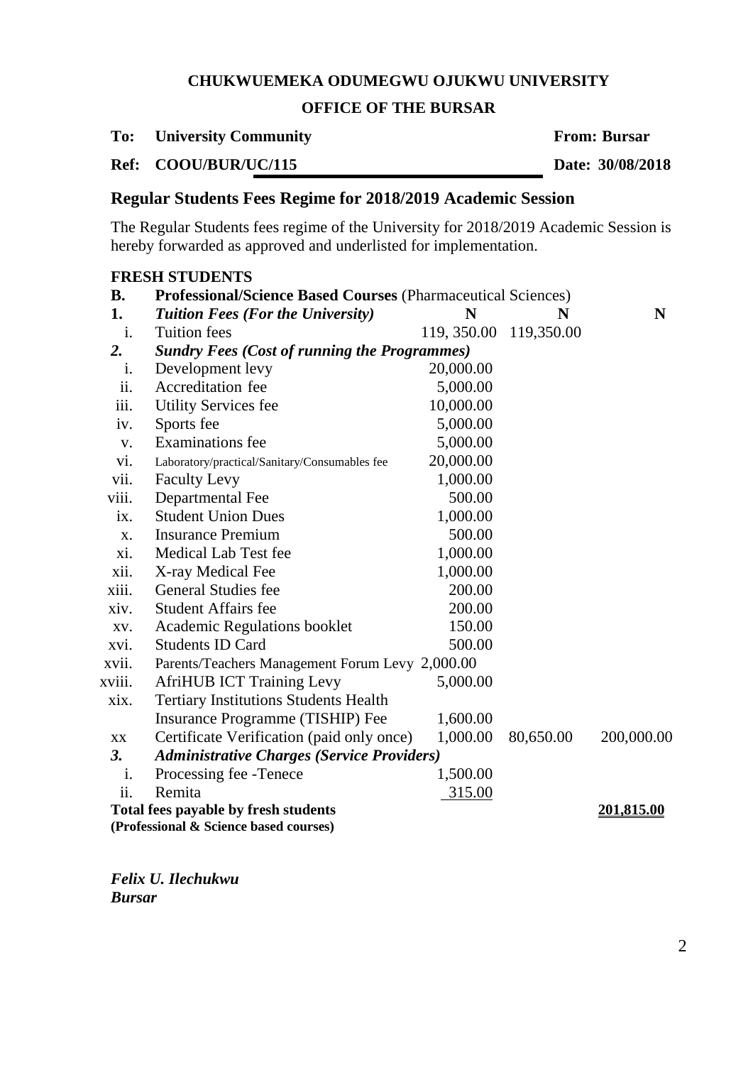**CHUKWUEMEKA ODUMEGWU OJUKWU UNIVERSITY**

**OFFICE OF THE BURSAR**

**To: University Community** **From: Bursar**

**Ref: COOU/BUR/UC/115** **Date: 30/08/2018**

## Regular Students Fees Regime for 2018/2019 Academic Session

The Regular Students fees regime of the University for 2018/2019 Academic Session is hereby forwarded as approved and underlisted for implementation.

**FRESH STUDENTS**

| | | | | |
|---|---|---|---|---|
| **B.** | **Professional/Science Based Courses** (Pharmaceutical Sciences) | | | |
| **1.** | ***Tuition Fees (For the University)*** | **N** | **N** | **N** |
| i. | Tuition fees | 119, 350.00 | 119,350.00 | |
| ***2.*** | ***Sundry Fees (Cost of running the Programmes)*** | | | |
| i. | Development levy | 20,000.00 | | |
| ii. | Accreditation fee | 5,000.00 | | |
| iii. | Utility Services fee | 10,000.00 | | |
| iv. | Sports fee | 5,000.00 | | |
| v. | Examinations fee | 5,000.00 | | |
| vi. | Laboratory/practical/Sanitary/Consumables fee | 20,000.00 | | |
| vii. | Faculty Levy | 1,000.00 | | |
| viii. | Departmental Fee | 500.00 | | |
| ix. | Student Union Dues | 1,000.00 | | |
| x. | Insurance Premium | 500.00 | | |
| xi. | Medical Lab Test fee | 1,000.00 | | |
| xii. | X-ray Medical Fee | 1,000.00 | | |
| xiii. | General Studies fee | 200.00 | | |
| xiv. | Student Affairs fee | 200.00 | | |
| xv. | Academic Regulations booklet | 150.00 | | |
| xvi. | Students ID Card | 500.00 | | |
| xvii. | Parents/Teachers Management Forum Levy | 2,000.00 | | |
| xviii. | AfriHUB ICT Training Levy | 5,000.00 | | |
| xix. | Tertiary Institutions Students Health Insurance Programme (TISHIP) Fee | 1,600.00 | | |
| xx | Certificate Verification (paid only once) | 1,000.00 | 80,650.00 | 200,000.00 |
| ***3.*** | ***Administrative Charges (Service Providers)*** | | | |
| i. | Processing fee -Tenece | 1,500.00 | | |
| ii. | Remita | 315.00 | | |
| | **Total fees payable by fresh students (Professional & Science based courses)** | | | **201,815.00** |

***Felix U. Ilechukwu***
***Bursar***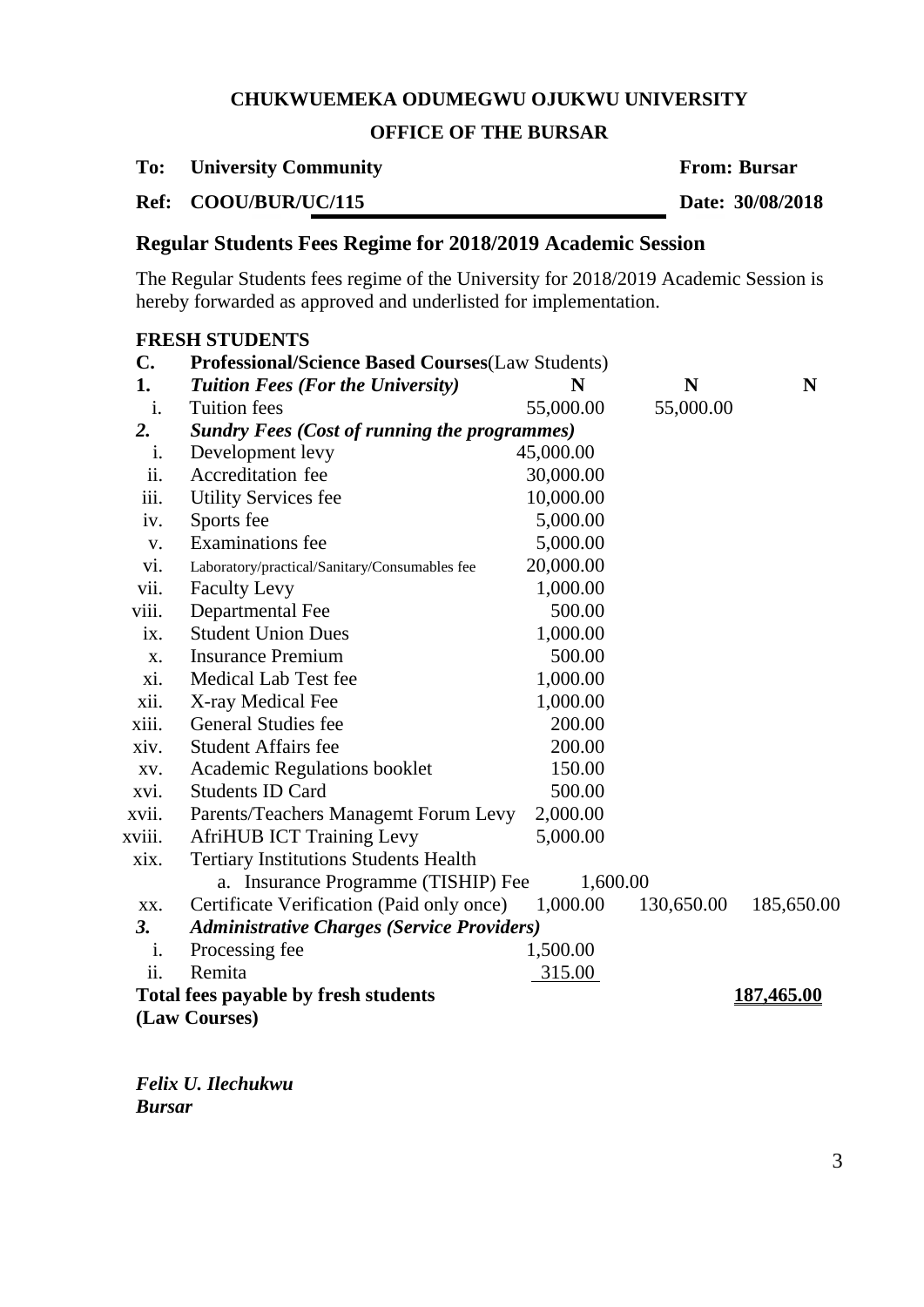**CHUKWUEMEKA ODUMEGWU OJUKWU UNIVERSITY**

**OFFICE OF THE BURSAR**

**To: University Community** **From: Bursar**

**Ref: COOU/BUR/UC/115** **Date: 30/08/2018**

## Regular Students Fees Regime for 2018/2019 Academic Session

The Regular Students fees regime of the University for 2018/2019 Academic Session is hereby forwarded as approved and underlisted for implementation.

**FRESH STUDENTS**

| | | | | |
|---|---|---|---|---|
| **C.** | **Professional/Science Based Courses**(Law Students) | | | |
| **1.** | ***Tuition Fees (For the University)*** | **N** | **N** | **N** |
| i. | Tuition fees | 55,000.00 | 55,000.00 | |
| ***2.*** | ***Sundry Fees (Cost of running the programmes)*** | | | |
| i. | Development levy | 45,000.00 | | |
| ii. | Accreditation fee | 30,000.00 | | |
| iii. | Utility Services fee | 10,000.00 | | |
| iv. | Sports fee | 5,000.00 | | |
| v. | Examinations fee | 5,000.00 | | |
| vi. | Laboratory/practical/Sanitary/Consumables fee | 20,000.00 | | |
| vii. | Faculty Levy | 1,000.00 | | |
| viii. | Departmental Fee | 500.00 | | |
| ix. | Student Union Dues | 1,000.00 | | |
| x. | Insurance Premium | 500.00 | | |
| xi. | Medical Lab Test fee | 1,000.00 | | |
| xii. | X-ray Medical Fee | 1,000.00 | | |
| xiii. | General Studies fee | 200.00 | | |
| xiv. | Student Affairs fee | 200.00 | | |
| xv. | Academic Regulations booklet | 150.00 | | |
| xvi. | Students ID Card | 500.00 | | |
| xvii. | Parents/Teachers Managemt Forum Levy | 2,000.00 | | |
| xviii. | AfriHUB ICT Training Levy | 5,000.00 | | |
| xix. | Tertiary Institutions Students Health | | | |
| | a. Insurance Programme (TISHIP) Fee | 1,600.00 | | |
| xx. | Certificate Verification (Paid only once) | 1,000.00 | 130,650.00 | 185,650.00 |
| ***3.*** | ***Administrative Charges (Service Providers)*** | | | |
| i. | Processing fee | 1,500.00 | | |
| ii. | Remita | 315.00 | | |
| | **Total fees payable by fresh students (Law Courses)** | | | **187,465.00** |

***Felix U. Ilechukwu***
***Bursar***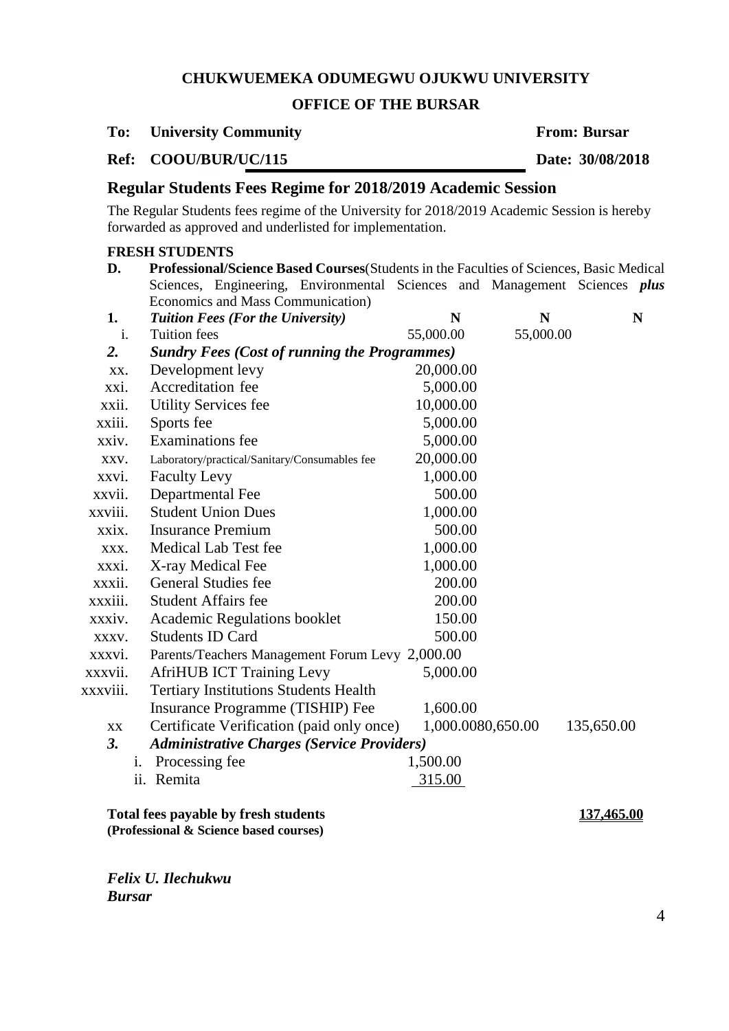**CHUKWUEMEKA ODUMEGWU OJUKWU UNIVERSITY**

**OFFICE OF THE BURSAR**

**To: University Community** **From: Bursar**

**Ref: COOU/BUR/UC/115** **Date: 30/08/2018**

## Regular Students Fees Regime for 2018/2019 Academic Session

The Regular Students fees regime of the University for 2018/2019 Academic Session is hereby forwarded as approved and underlisted for implementation.

**FRESH STUDENTS**

**D. Professional/Science Based Courses**(Students in the Faculties of Sciences, Basic Medical Sciences, Engineering, Environmental Sciences and Management Sciences ***plus*** Economics and Mass Communication)

| | | | | |
|---|---|---|---|---|
| **1.** | ***Tuition Fees (For the University)*** | **N** | **N** | **N** |
| i. | Tuition fees | 55,000.00 | 55,000.00 | |
| ***2.*** | ***Sundry Fees (Cost of running the Programmes)*** | | | |
| xx. | Development levy | 20,000.00 | | |
| xxi. | Accreditation fee | 5,000.00 | | |
| xxii. | Utility Services fee | 10,000.00 | | |
| xxiii. | Sports fee | 5,000.00 | | |
| xxiv. | Examinations fee | 5,000.00 | | |
| xxv. | Laboratory/practical/Sanitary/Consumables fee | 20,000.00 | | |
| xxvi. | Faculty Levy | 1,000.00 | | |
| xxvii. | Departmental Fee | 500.00 | | |
| xxviii. | Student Union Dues | 1,000.00 | | |
| xxix. | Insurance Premium | 500.00 | | |
| xxx. | Medical Lab Test fee | 1,000.00 | | |
| xxxi. | X-ray Medical Fee | 1,000.00 | | |
| xxxii. | General Studies fee | 200.00 | | |
| xxxiii. | Student Affairs fee | 200.00 | | |
| xxxiv. | Academic Regulations booklet | 150.00 | | |
| xxxv. | Students ID Card | 500.00 | | |
| xxxvi. | Parents/Teachers Management Forum Levy | 2,000.00 | | |
| xxxvii. | AfriHUB ICT Training Levy | 5,000.00 | | |
| xxxviii. | Tertiary Institutions Students Health Insurance Programme (TISHIP) Fee | 1,600.00 | | |
| xx | Certificate Verification (paid only once) | 1,000.00 | 80,650.00 | 135,650.00 |
| ***3.*** | ***Administrative Charges (Service Providers)*** | | | |
| i. | Processing fee | 1,500.00 | | |
| ii. | Remita | 315.00 | | |

**Total fees payable by fresh students** **137,465.00**
**(Professional & Science based courses)**

***Felix U. Ilechukwu***
***Bursar***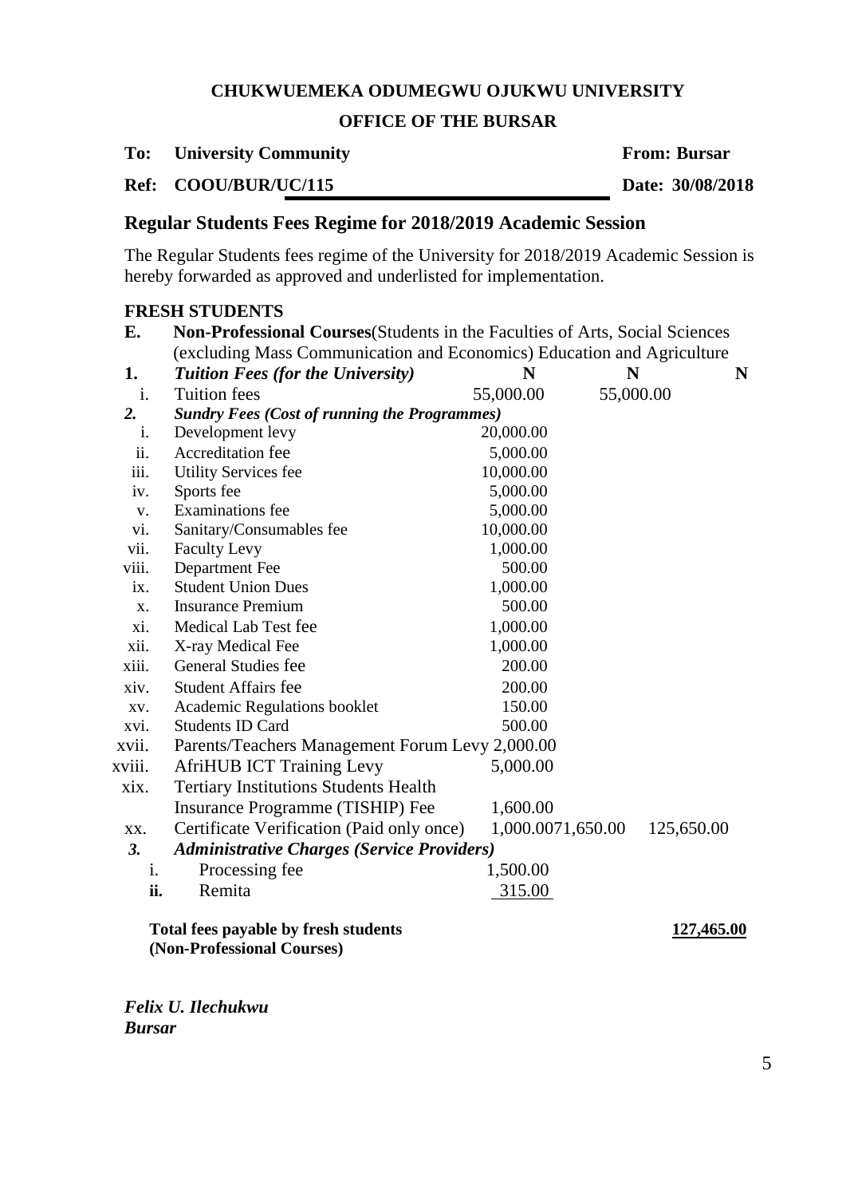**CHUKWUEMEKA ODUMEGWU OJUKWU UNIVERSITY**

**OFFICE OF THE BURSAR**

**To: University Community** **From: Bursar**

**Ref: COOU/BUR/UC/115** **Date: 30/08/2018**

## Regular Students Fees Regime for 2018/2019 Academic Session

The Regular Students fees regime of the University for 2018/2019 Academic Session is hereby forwarded as approved and underlisted for implementation.

**FRESH STUDENTS**

| | | | | |
|---|---|---|---|---|
| **E.** | **Non-Professional Courses**(Students in the Faculties of Arts, Social Sciences (excluding Mass Communication and Economics) Education and Agriculture | | | |
| **1.** | ***Tuition Fees (for the University)*** | **N** | **N** | **N** |
| i. | Tuition fees | 55,000.00 | 55,000.00 | |
| ***2.*** | ***Sundry Fees (Cost of running the Programmes)*** | | | |
| i. | Development levy | 20,000.00 | | |
| ii. | Accreditation fee | 5,000.00 | | |
| iii. | Utility Services fee | 10,000.00 | | |
| iv. | Sports fee | 5,000.00 | | |
| v. | Examinations fee | 5,000.00 | | |
| vi. | Sanitary/Consumables fee | 10,000.00 | | |
| vii. | Faculty Levy | 1,000.00 | | |
| viii. | Department Fee | 500.00 | | |
| ix. | Student Union Dues | 1,000.00 | | |
| x. | Insurance Premium | 500.00 | | |
| xi. | Medical Lab Test fee | 1,000.00 | | |
| xii. | X-ray Medical Fee | 1,000.00 | | |
| xiii. | General Studies fee | 200.00 | | |
| xiv. | Student Affairs fee | 200.00 | | |
| xv. | Academic Regulations booklet | 150.00 | | |
| xvi. | Students ID Card | 500.00 | | |
| xvii. | Parents/Teachers Management Forum Levy | 2,000.00 | | |
| xviii. | AfriHUB ICT Training Levy | 5,000.00 | | |
| xix. | Tertiary Institutions Students Health Insurance Programme (TISHIP) Fee | 1,600.00 | | |
| xx. | Certificate Verification (Paid only once) | 1,000.00 | 71,650.00 | 125,650.00 |
| ***3.*** | ***Administrative Charges (Service Providers)*** | | | |
| i. | Processing fee | 1,500.00 | | |
| **ii.** | Remita | 315.00 | | |
| | **Total fees payable by fresh students (Non-Professional Courses)** | | | **127,465.00** |

***Felix U. Ilechukwu***
***Bursar***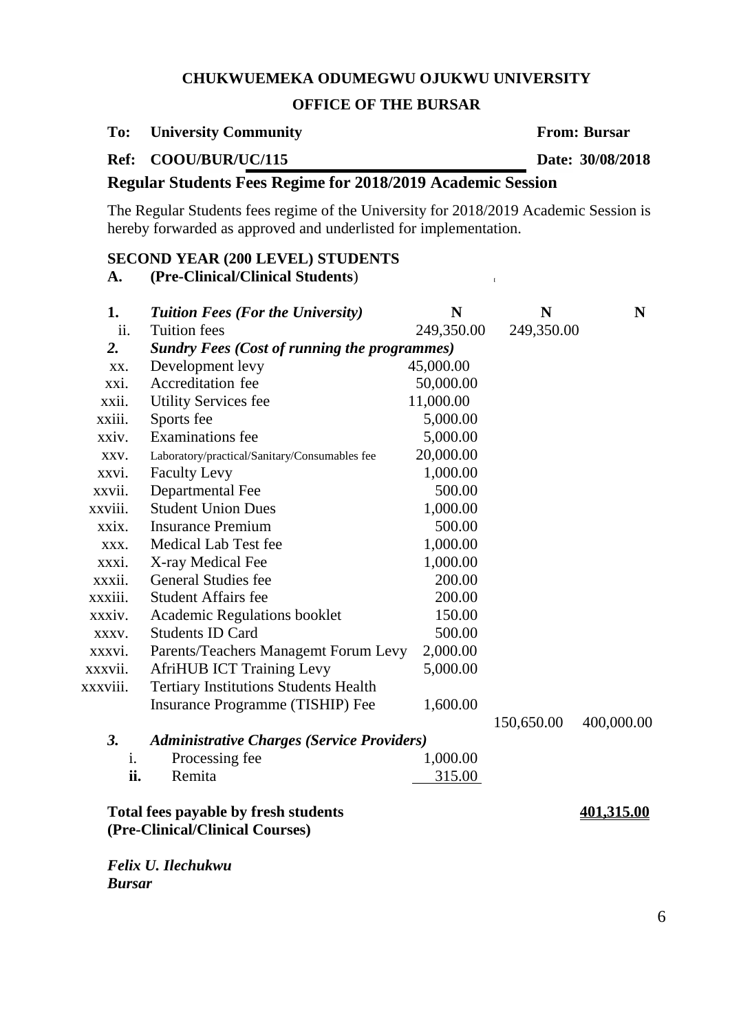**CHUKWUEMEKA ODUMEGWU OJUKWU UNIVERSITY**

**OFFICE OF THE BURSAR**

**To: University Community** **From: Bursar**

**Ref: COOU/BUR/UC/115** **Date: 30/08/2018**

## Regular Students Fees Regime for 2018/2019 Academic Session

The Regular Students fees regime of the University for 2018/2019 Academic Session is hereby forwarded as approved and underlisted for implementation.

**SECOND YEAR (200 LEVEL) STUDENTS**

**A. (Pre-Clinical/Clinical Students)**

| | | N | N | N |
|---|---|---|---|---|
| **1.** | ***Tuition Fees (For the University)*** | | | |
| ii. | Tuition fees | 249,350.00 | 249,350.00 | |
| ***2.*** | ***Sundry Fees (Cost of running the programmes)*** | | | |
| xx. | Development levy | 45,000.00 | | |
| xxi. | Accreditation fee | 50,000.00 | | |
| xxii. | Utility Services fee | 11,000.00 | | |
| xxiii. | Sports fee | 5,000.00 | | |
| xxiv. | Examinations fee | 5,000.00 | | |
| xxv. | Laboratory/practical/Sanitary/Consumables fee | 20,000.00 | | |
| xxvi. | Faculty Levy | 1,000.00 | | |
| xxvii. | Departmental Fee | 500.00 | | |
| xxviii. | Student Union Dues | 1,000.00 | | |
| xxix. | Insurance Premium | 500.00 | | |
| xxx. | Medical Lab Test fee | 1,000.00 | | |
| xxxi. | X-ray Medical Fee | 1,000.00 | | |
| xxxii. | General Studies fee | 200.00 | | |
| xxxiii. | Student Affairs fee | 200.00 | | |
| xxxiv. | Academic Regulations booklet | 150.00 | | |
| xxxv. | Students ID Card | 500.00 | | |
| xxxvi. | Parents/Teachers Managemt Forum Levy | 2,000.00 | | |
| xxxvii. | AfriHUB ICT Training Levy | 5,000.00 | | |
| xxxviii. | Tertiary Institutions Students Health Insurance Programme (TISHIP) Fee | 1,600.00 | | |
| | | | 150,650.00 | 400,000.00 |
| ***3.*** | ***Administrative Charges (Service Providers)*** | | | |
| i. | Processing fee | 1,000.00 | | |
| **ii.** | Remita | 315.00 | | |

**Total fees payable by fresh students (Pre-Clinical/Clinical Courses)** **401,315.00**

***Felix U. Ilechukwu***
***Bursar***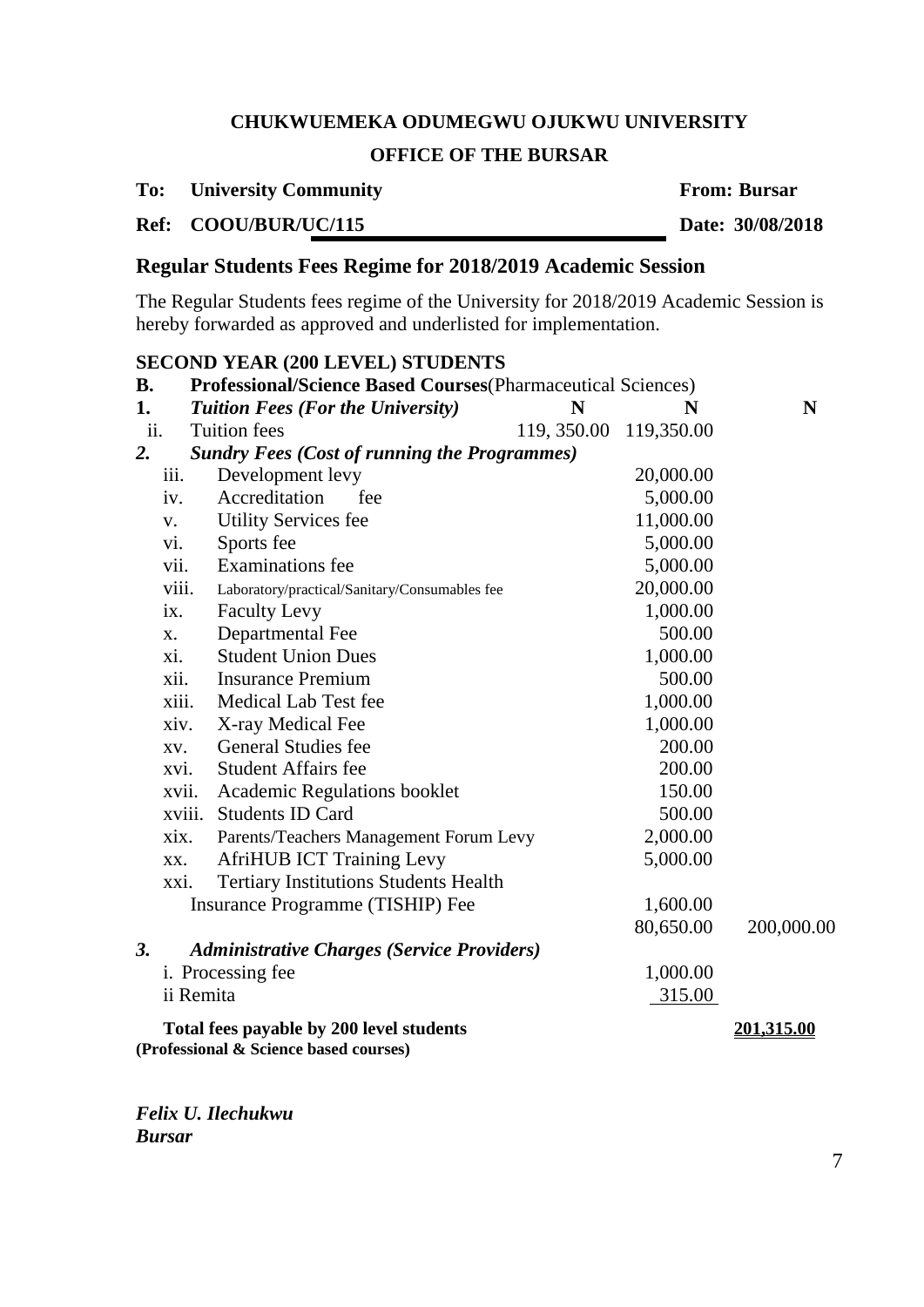**CHUKWUEMEKA ODUMEGWU OJUKWU UNIVERSITY**

**OFFICE OF THE BURSAR**

**To: University Community** **From: Bursar**

**Ref: COOU/BUR/UC/115** **Date: 30/08/2018**

## Regular Students Fees Regime for 2018/2019 Academic Session

The Regular Students fees regime of the University for 2018/2019 Academic Session is hereby forwarded as approved and underlisted for implementation.

**SECOND YEAR (200 LEVEL) STUDENTS**

| | | | | |
|---|---|---|---|---|
| **B.** | **Professional/Science Based Courses**(Pharmaceutical Sciences) | | | |
| **1.** | ***Tuition Fees (For the University)*** | **N** | **N** | **N** |
| ii. | Tuition fees | 119, 350.00 | 119,350.00 | |
| ***2.*** | ***Sundry Fees (Cost of running the Programmes)*** | | | |
| iii. | Development levy | | 20,000.00 | |
| iv. | Accreditation fee | | 5,000.00 | |
| v. | Utility Services fee | | 11,000.00 | |
| vi. | Sports fee | | 5,000.00 | |
| vii. | Examinations fee | | 5,000.00 | |
| viii. | Laboratory/practical/Sanitary/Consumables fee | | 20,000.00 | |
| ix. | Faculty Levy | | 1,000.00 | |
| x. | Departmental Fee | | 500.00 | |
| xi. | Student Union Dues | | 1,000.00 | |
| xii. | Insurance Premium | | 500.00 | |
| xiii. | Medical Lab Test fee | | 1,000.00 | |
| xiv. | X-ray Medical Fee | | 1,000.00 | |
| xv. | General Studies fee | | 200.00 | |
| xvi. | Student Affairs fee | | 200.00 | |
| xvii. | Academic Regulations booklet | | 150.00 | |
| xviii. | Students ID Card | | 500.00 | |
| xix. | Parents/Teachers Management Forum Levy | | 2,000.00 | |
| xx. | AfriHUB ICT Training Levy | | 5,000.00 | |
| xxi. | Tertiary Institutions Students Health Insurance Programme (TISHIP) Fee | | 1,600.00 | |
| | | | 80,650.00 | 200,000.00 |
| ***3.*** | ***Administrative Charges (Service Providers)*** | | | |
| | i. Processing fee | | 1,000.00 | |
| | ii Remita | | 315.00 | |
| | **Total fees payable by 200 level students (Professional & Science based courses)** | | | **201,315.00** |

***Felix U. Ilechukwu***
***Bursar***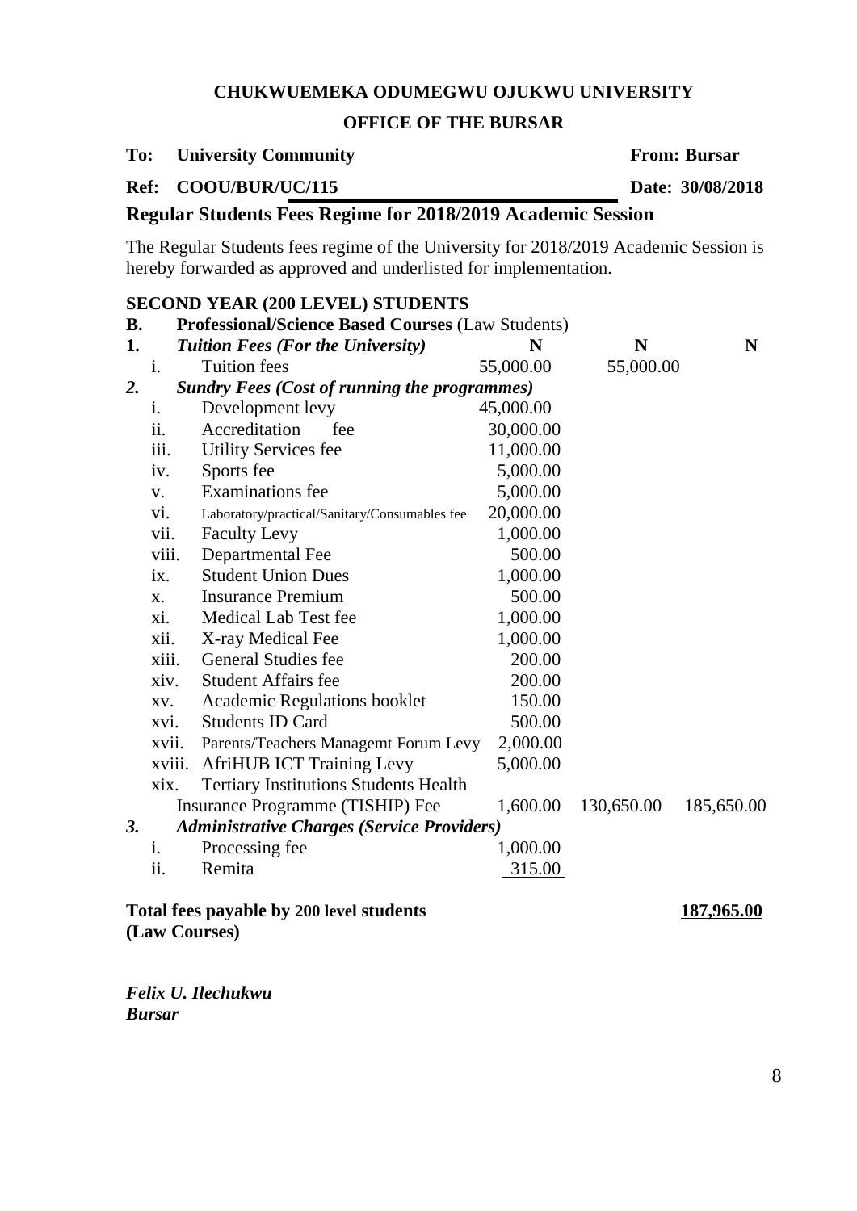**CHUKWUEMEKA ODUMEGWU OJUKWU UNIVERSITY**

**OFFICE OF THE BURSAR**

**To: University Community** **From: Bursar**

**Ref: COOU/BUR/UC/115** **Date: 30/08/2018**

## Regular Students Fees Regime for 2018/2019 Academic Session

The Regular Students fees regime of the University for 2018/2019 Academic Session is hereby forwarded as approved and underlisted for implementation.

**SECOND YEAR (200 LEVEL) STUDENTS**

| | | | | |
|---|---|---|---|---|
| **B.** | **Professional/Science Based Courses** (Law Students) | | | |
| **1.** | ***Tuition Fees (For the University)*** | **N** | **N** | **N** |
| i. | Tuition fees | 55,000.00 | 55,000.00 | |
| ***2.*** | ***Sundry Fees (Cost of running the programmes)*** | | | |
| i. | Development levy | 45,000.00 | | |
| ii. | Accreditation fee | 30,000.00 | | |
| iii. | Utility Services fee | 11,000.00 | | |
| iv. | Sports fee | 5,000.00 | | |
| v. | Examinations fee | 5,000.00 | | |
| vi. | Laboratory/practical/Sanitary/Consumables fee | 20,000.00 | | |
| vii. | Faculty Levy | 1,000.00 | | |
| viii. | Departmental Fee | 500.00 | | |
| ix. | Student Union Dues | 1,000.00 | | |
| x. | Insurance Premium | 500.00 | | |
| xi. | Medical Lab Test fee | 1,000.00 | | |
| xii. | X-ray Medical Fee | 1,000.00 | | |
| xiii. | General Studies fee | 200.00 | | |
| xiv. | Student Affairs fee | 200.00 | | |
| xv. | Academic Regulations booklet | 150.00 | | |
| xvi. | Students ID Card | 500.00 | | |
| xvii. | Parents/Teachers Managemt Forum Levy | 2,000.00 | | |
| xviii. | AfriHUB ICT Training Levy | 5,000.00 | | |
| xix. | Tertiary Institutions Students Health Insurance Programme (TISHIP) Fee | 1,600.00 | 130,650.00 | 185,650.00 |
| ***3.*** | ***Administrative Charges (Service Providers)*** | | | |
| i. | Processing fee | 1,000.00 | | |
| ii. | Remita | 315.00 | | |

**Total fees payable by 200 level students (Law Courses)** **187,965.00**

***Felix U. Ilechukwu***
***Bursar***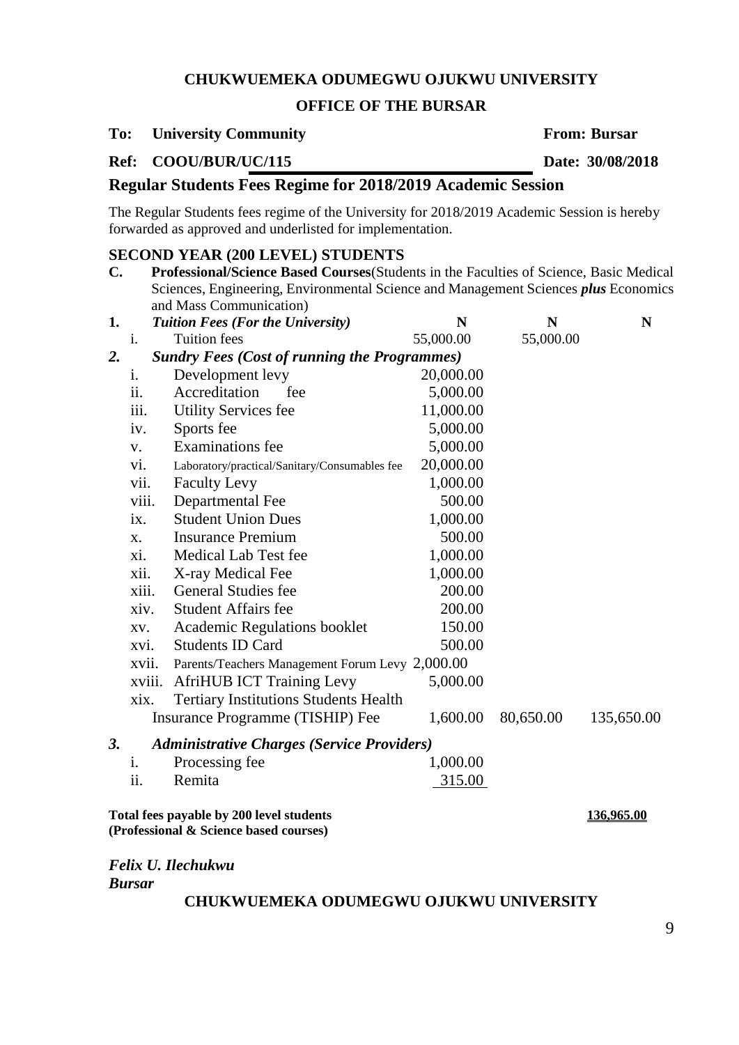**CHUKWUEMEKA ODUMEGWU OJUKWU UNIVERSITY**

**OFFICE OF THE BURSAR**

**To: University Community** **From: Bursar**

**Ref: COOU/BUR/UC/115** **Date: 30/08/2018**

## Regular Students Fees Regime for 2018/2019 Academic Session

The Regular Students fees regime of the University for 2018/2019 Academic Session is hereby forwarded as approved and underlisted for implementation.

### SECOND YEAR (200 LEVEL) STUDENTS

**C. Professional/Science Based Courses**(Students in the Faculties of Science, Basic Medical Sciences, Engineering, Environmental Science and Management Sciences ***plus*** Economics and Mass Communication)

| | | | N | N | N |
|---|---|---|---|---|---|
| **1.** | | ***Tuition Fees (For the University)*** | | | |
| | i. | Tuition fees | 55,000.00 | 55,000.00 | |
| ***2.*** | | ***Sundry Fees (Cost of running the Programmes)*** | | | |
| | i. | Development levy | 20,000.00 | | |
| | ii. | Accreditation fee | 5,000.00 | | |
| | iii. | Utility Services fee | 11,000.00 | | |
| | iv. | Sports fee | 5,000.00 | | |
| | v. | Examinations fee | 5,000.00 | | |
| | vi. | Laboratory/practical/Sanitary/Consumables fee | 20,000.00 | | |
| | vii. | Faculty Levy | 1,000.00 | | |
| | viii. | Departmental Fee | 500.00 | | |
| | ix. | Student Union Dues | 1,000.00 | | |
| | x. | Insurance Premium | 500.00 | | |
| | xi. | Medical Lab Test fee | 1,000.00 | | |
| | xii. | X-ray Medical Fee | 1,000.00 | | |
| | xiii. | General Studies fee | 200.00 | | |
| | xiv. | Student Affairs fee | 200.00 | | |
| | xv. | Academic Regulations booklet | 150.00 | | |
| | xvi. | Students ID Card | 500.00 | | |
| | xvii. | Parents/Teachers Management Forum Levy | 2,000.00 | | |
| | xviii. | AfriHUB ICT Training Levy | 5,000.00 | | |
| | xix. | Tertiary Institutions Students Health Insurance Programme (TISHIP) Fee | 1,600.00 | 80,650.00 | 135,650.00 |
| ***3.*** | | ***Administrative Charges (Service Providers)*** | | | |
| | i. | Processing fee | 1,000.00 | | |
| | ii. | Remita | 315.00 | | |

**Total fees payable by 200 level students (Professional & Science based courses)** **136,965.00**

***Felix U. Ilechukwu***
***Bursar***

**CHUKWUEMEKA ODUMEGWU OJUKWU UNIVERSITY**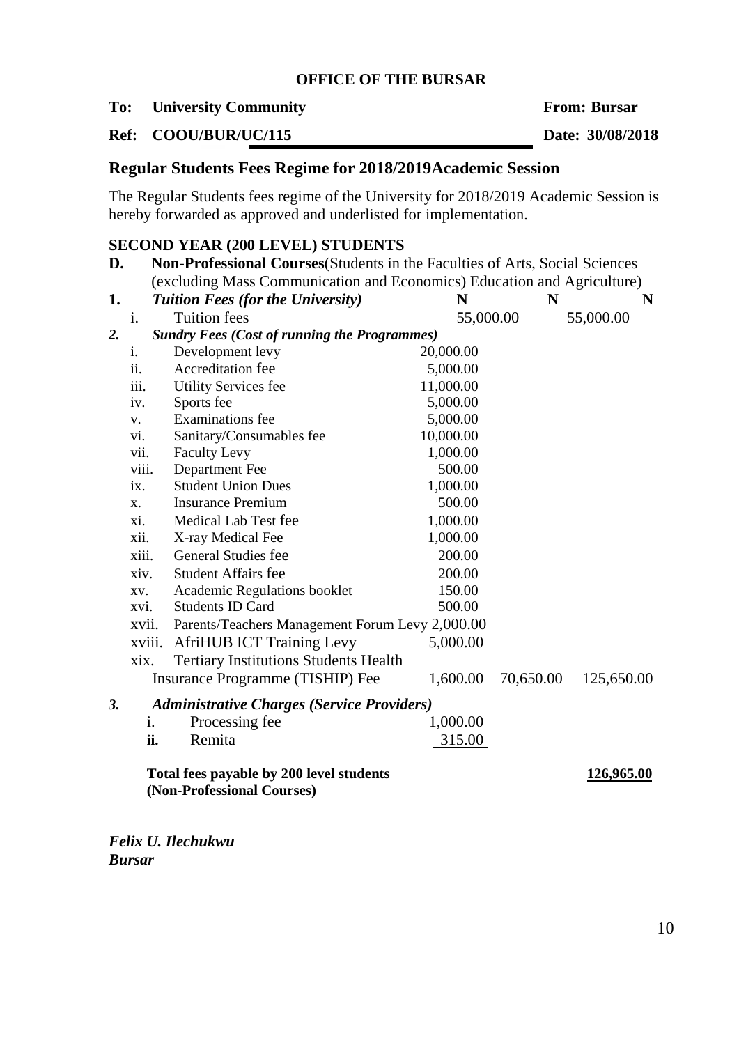**OFFICE OF THE BURSAR**

**To: University Community** **From: Bursar**

**Ref: COOU/BUR/UC/115** **Date: 30/08/2018**

## Regular Students Fees Regime for 2018/2019Academic Session

The Regular Students fees regime of the University for 2018/2019 Academic Session is hereby forwarded as approved and underlisted for implementation.

### SECOND YEAR (200 LEVEL) STUDENTS

**D. Non-Professional Courses**(Students in the Faculties of Arts, Social Sciences (excluding Mass Communication and Economics) Education and Agriculture)

| | | N | N | N |
|---|---|---|---|---|
| **1.** | ***Tuition Fees (for the University)*** | | | |
| i. | Tuition fees | | 55,000.00 | 55,000.00 |
| ***2.*** | ***Sundry Fees (Cost of running the Programmes)*** | | | |
| i. | Development levy | 20,000.00 | | |
| ii. | Accreditation fee | 5,000.00 | | |
| iii. | Utility Services fee | 11,000.00 | | |
| iv. | Sports fee | 5,000.00 | | |
| v. | Examinations fee | 5,000.00 | | |
| vi. | Sanitary/Consumables fee | 10,000.00 | | |
| vii. | Faculty Levy | 1,000.00 | | |
| viii. | Department Fee | 500.00 | | |
| ix. | Student Union Dues | 1,000.00 | | |
| x. | Insurance Premium | 500.00 | | |
| xi. | Medical Lab Test fee | 1,000.00 | | |
| xii. | X-ray Medical Fee | 1,000.00 | | |
| xiii. | General Studies fee | 200.00 | | |
| xiv. | Student Affairs fee | 200.00 | | |
| xv. | Academic Regulations booklet | 150.00 | | |
| xvi. | Students ID Card | 500.00 | | |
| xvii. | Parents/Teachers Management Forum Levy | 2,000.00 | | |
| xviii. | AfriHUB ICT Training Levy | 5,000.00 | | |
| xix. | Tertiary Institutions Students Health Insurance Programme (TISHIP) Fee | 1,600.00 | 70,650.00 | 125,650.00 |
| ***3.*** | ***Administrative Charges (Service Providers)*** | | | |
| i. | Processing fee | 1,000.00 | | |
| **ii.** | Remita | 315.00 | | |
| | **Total fees payable by 200 level students (Non-Professional Courses)** | | | **126,965.00** |

***Felix U. Ilechukwu***
***Bursar***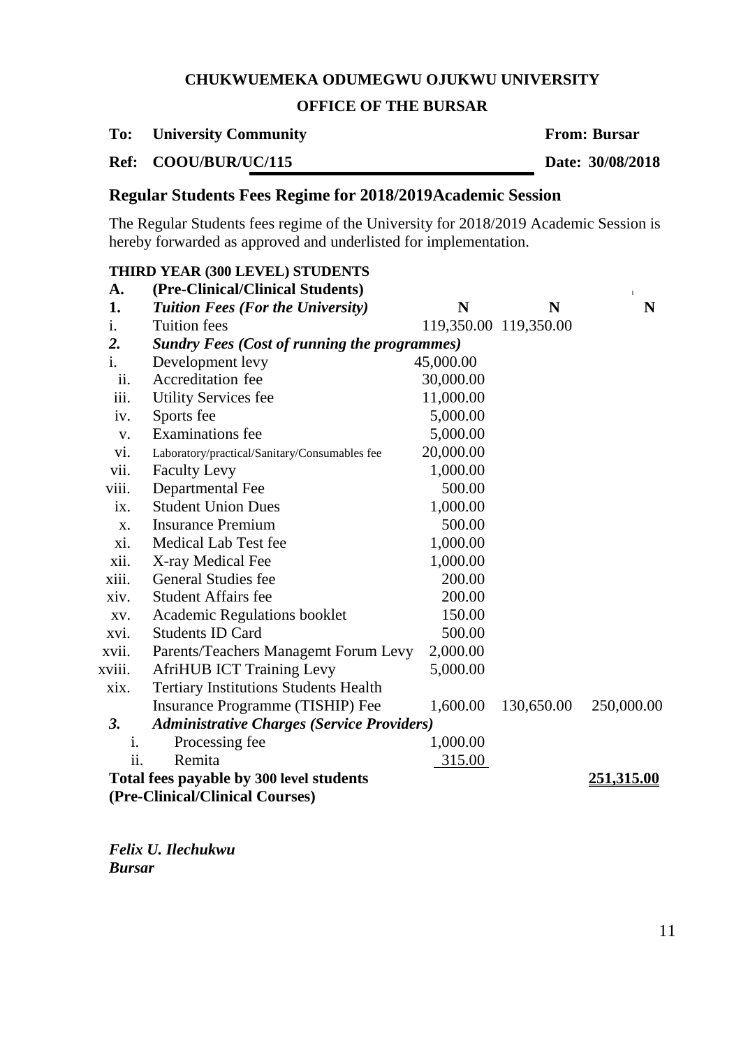**CHUKWUEMEKA ODUMEGWU OJUKWU UNIVERSITY**

**OFFICE OF THE BURSAR**

**To: University Community** **From: Bursar**

**Ref: COOU/BUR/UC/115** **Date: 30/08/2018**

## Regular Students Fees Regime for 2018/2019Academic Session

The Regular Students fees regime of the University for 2018/2019 Academic Session is hereby forwarded as approved and underlisted for implementation.

**THIRD YEAR (300 LEVEL) STUDENTS**

| | | | | |
|---|---|---|---|---|
| **A.** | **(Pre-Clinical/Clinical Students)** | | | |
| **1.** | ***Tuition Fees (For the University)*** | **N** | **N** | **N** |
| i. | Tuition fees | 119,350.00 | 119,350.00 | |
| ***2.*** | ***Sundry Fees (Cost of running the programmes)*** | | | |
| i. | Development levy | 45,000.00 | | |
| ii. | Accreditation fee | 30,000.00 | | |
| iii. | Utility Services fee | 11,000.00 | | |
| iv. | Sports fee | 5,000.00 | | |
| v. | Examinations fee | 5,000.00 | | |
| vi. | Laboratory/practical/Sanitary/Consumables fee | 20,000.00 | | |
| vii. | Faculty Levy | 1,000.00 | | |
| viii. | Departmental Fee | 500.00 | | |
| ix. | Student Union Dues | 1,000.00 | | |
| x. | Insurance Premium | 500.00 | | |
| xi. | Medical Lab Test fee | 1,000.00 | | |
| xii. | X-ray Medical Fee | 1,000.00 | | |
| xiii. | General Studies fee | 200.00 | | |
| xiv. | Student Affairs fee | 200.00 | | |
| xv. | Academic Regulations booklet | 150.00 | | |
| xvi. | Students ID Card | 500.00 | | |
| xvii. | Parents/Teachers Managemt Forum Levy | 2,000.00 | | |
| xviii. | AfriHUB ICT Training Levy | 5,000.00 | | |
| xix. | Tertiary Institutions Students Health Insurance Programme (TISHIP) Fee | 1,600.00 | 130,650.00 | 250,000.00 |
| ***3.*** | ***Administrative Charges (Service Providers)*** | | | |
| i. | Processing fee | 1,000.00 | | |
| ii. | Remita | 315.00 | | |
| | **Total fees payable by 300 level students (Pre-Clinical/Clinical Courses)** | | | **251,315.00** |

***Felix U. Ilechukwu***
***Bursar***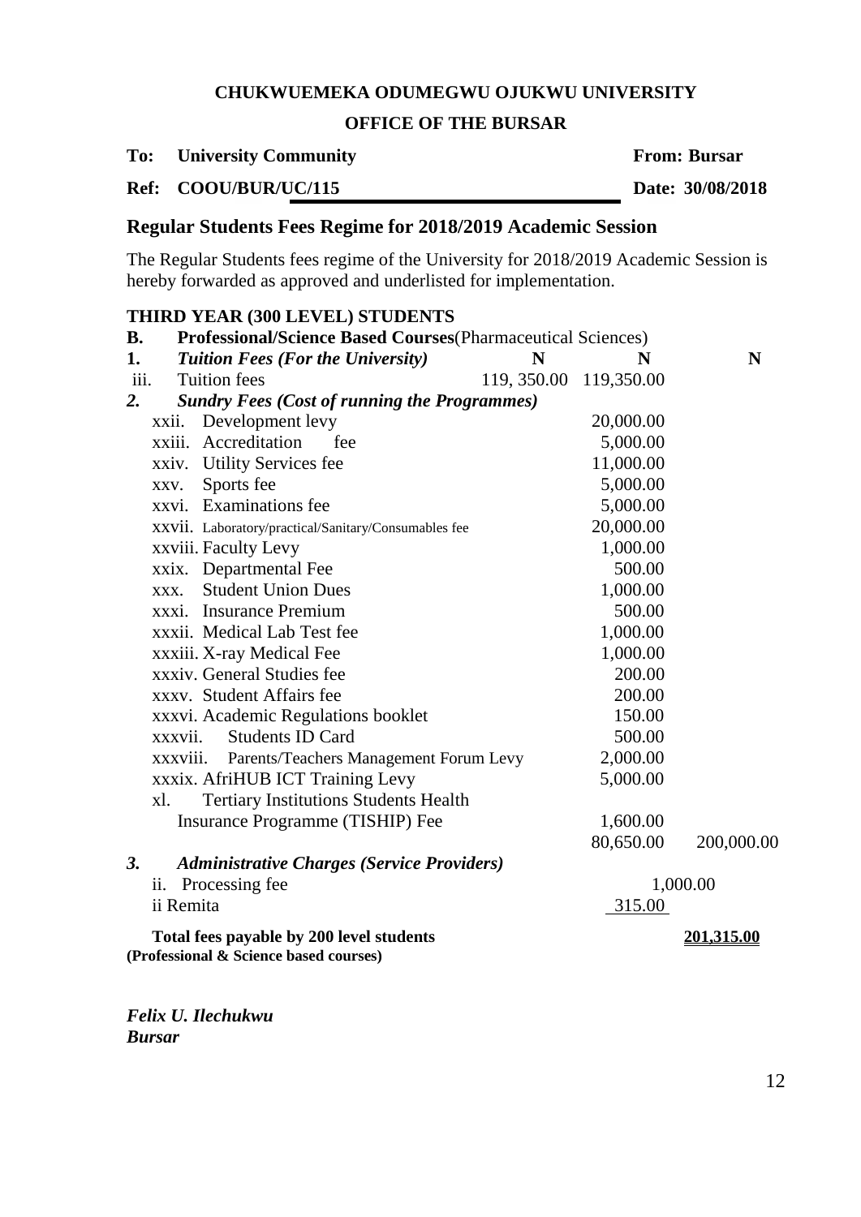**CHUKWUEMEKA ODUMEGWU OJUKWU UNIVERSITY**

**OFFICE OF THE BURSAR**

**To: University Community** — **From: Bursar**

**Ref: COOU/BUR/UC/115** — **Date: 30/08/2018**

## Regular Students Fees Regime for 2018/2019 Academic Session

The Regular Students fees regime of the University for 2018/2019 Academic Session is hereby forwarded as approved and underlisted for implementation.

### THIRD YEAR (300 LEVEL) STUDENTS

| | | | | |
|---|---|---|---|---|
| **B.** | **Professional/Science Based Courses**(Pharmaceutical Sciences) | | | |
| **1.** | ***Tuition Fees (For the University)*** | **N** | **N** | **N** |
| iii. | Tuition fees | 119, 350.00 | 119,350.00 | |
| ***2.*** | ***Sundry Fees (Cost of running the Programmes)*** | | | |
| xxii. | Development levy | | 20,000.00 | |
| xxiii. | Accreditation fee | | 5,000.00 | |
| xxiv. | Utility Services fee | | 11,000.00 | |
| xxv. | Sports fee | | 5,000.00 | |
| xxvi. | Examinations fee | | 5,000.00 | |
| xxvii. | Laboratory/practical/Sanitary/Consumables fee | | 20,000.00 | |
| xxviii. | Faculty Levy | | 1,000.00 | |
| xxix. | Departmental Fee | | 500.00 | |
| xxx. | Student Union Dues | | 1,000.00 | |
| xxxi. | Insurance Premium | | 500.00 | |
| xxxii. | Medical Lab Test fee | | 1,000.00 | |
| xxxiii. | X-ray Medical Fee | | 1,000.00 | |
| xxxiv. | General Studies fee | | 200.00 | |
| xxxv. | Student Affairs fee | | 200.00 | |
| xxxvi. | Academic Regulations booklet | | 150.00 | |
| xxxvii. | Students ID Card | | 500.00 | |
| xxxviii. | Parents/Teachers Management Forum Levy | | 2,000.00 | |
| xxxix. | AfriHUB ICT Training Levy | | 5,000.00 | |
| xl. | Tertiary Institutions Students Health Insurance Programme (TISHIP) Fee | | 1,600.00 | |
| | | | 80,650.00 | 200,000.00 |
| ***3.*** | ***Administrative Charges (Service Providers)*** | | | |
| ii. | Processing fee | | | 1,000.00 |
| | ii Remita | | 315.00 | |
| | **Total fees payable by 200 level students (Professional & Science based courses)** | | | **201,315.00** |

***Felix U. Ilechukwu***
***Bursar***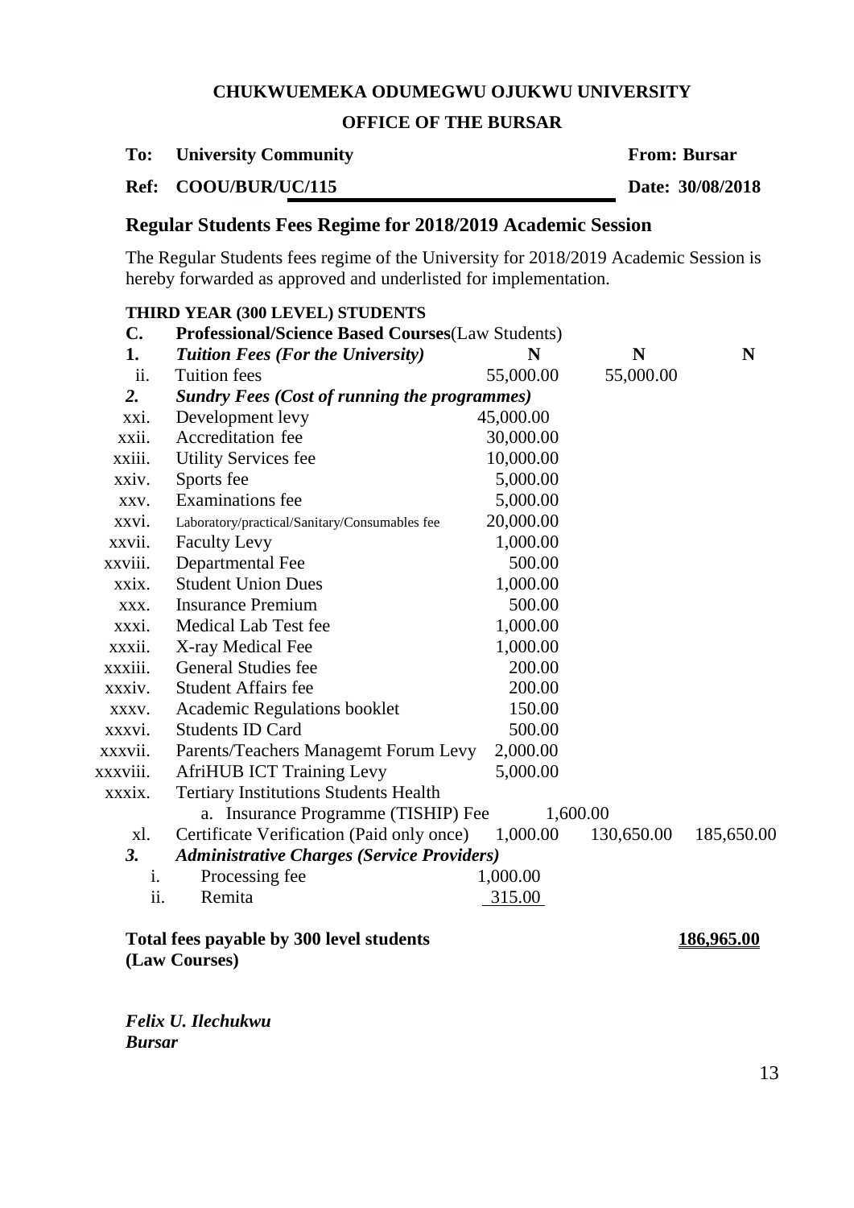**CHUKWUEMEKA ODUMEGWU OJUKWU UNIVERSITY**

**OFFICE OF THE BURSAR**

**To: University Community** **From: Bursar**

**Ref: COOU/BUR/UC/115** **Date: 30/08/2018**

## Regular Students Fees Regime for 2018/2019 Academic Session

The Regular Students fees regime of the University for 2018/2019 Academic Session is hereby forwarded as approved and underlisted for implementation.

**THIRD YEAR (300 LEVEL) STUDENTS**

| | | | | |
|---|---|---|---|---|
| **C.** | **Professional/Science Based Courses**(Law Students) | | | |
| **1.** | ***Tuition Fees (For the University)*** | **N** | **N** | **N** |
| ii. | Tuition fees | 55,000.00 | 55,000.00 | |
| ***2.*** | ***Sundry Fees (Cost of running the programmes)*** | | | |
| xxi. | Development levy | 45,000.00 | | |
| xxii. | Accreditation fee | 30,000.00 | | |
| xxiii. | Utility Services fee | 10,000.00 | | |
| xxiv. | Sports fee | 5,000.00 | | |
| xxv. | Examinations fee | 5,000.00 | | |
| xxvi. | Laboratory/practical/Sanitary/Consumables fee | 20,000.00 | | |
| xxvii. | Faculty Levy | 1,000.00 | | |
| xxviii. | Departmental Fee | 500.00 | | |
| xxix. | Student Union Dues | 1,000.00 | | |
| xxx. | Insurance Premium | 500.00 | | |
| xxxi. | Medical Lab Test fee | 1,000.00 | | |
| xxxii. | X-ray Medical Fee | 1,000.00 | | |
| xxxiii. | General Studies fee | 200.00 | | |
| xxxiv. | Student Affairs fee | 200.00 | | |
| xxxv. | Academic Regulations booklet | 150.00 | | |
| xxxvi. | Students ID Card | 500.00 | | |
| xxxvii. | Parents/Teachers Managemt Forum Levy | 2,000.00 | | |
| xxxviii. | AfriHUB ICT Training Levy | 5,000.00 | | |
| xxxix. | Tertiary Institutions Students Health | | | |
| | a. Insurance Programme (TISHIP) Fee | 1,600.00 | | |
| xl. | Certificate Verification (Paid only once) | 1,000.00 | 130,650.00 | 185,650.00 |
| ***3.*** | ***Administrative Charges (Service Providers)*** | | | |
| i. | Processing fee | 1,000.00 | | |
| ii. | Remita | 315.00 | | |

**Total fees payable by 300 level students** **186,965.00**
**(Law Courses)**

***Felix U. Ilechukwu***
***Bursar***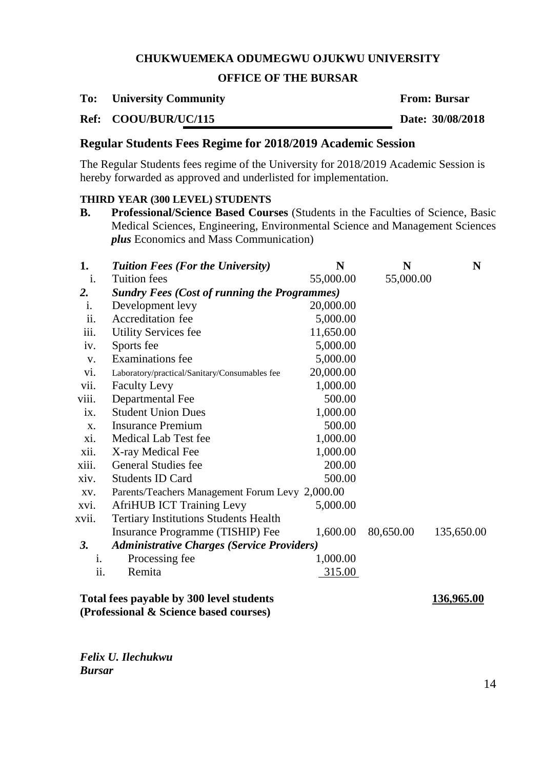**CHUKWUEMEKA ODUMEGWU OJUKWU UNIVERSITY**

**OFFICE OF THE BURSAR**

**To: University Community** **From: Bursar**

**Ref: COOU/BUR/UC/115** **Date: 30/08/2018**

## Regular Students Fees Regime for 2018/2019 Academic Session

The Regular Students fees regime of the University for 2018/2019 Academic Session is hereby forwarded as approved and underlisted for implementation.

**THIRD YEAR (300 LEVEL) STUDENTS**

**B. Professional/Science Based Courses** (Students in the Faculties of Science, Basic Medical Sciences, Engineering, Environmental Science and Management Sciences ***plus*** Economics and Mass Communication)

| | | N | N | N |
|---|---|---|---|---|
| **1.** | ***Tuition Fees (For the University)*** | | | |
| i. | Tuition fees | 55,000.00 | 55,000.00 | |
| ***2.*** | ***Sundry Fees (Cost of running the Programmes)*** | | | |
| i. | Development levy | 20,000.00 | | |
| ii. | Accreditation fee | 5,000.00 | | |
| iii. | Utility Services fee | 11,650.00 | | |
| iv. | Sports fee | 5,000.00 | | |
| v. | Examinations fee | 5,000.00 | | |
| vi. | Laboratory/practical/Sanitary/Consumables fee | 20,000.00 | | |
| vii. | Faculty Levy | 1,000.00 | | |
| viii. | Departmental Fee | 500.00 | | |
| ix. | Student Union Dues | 1,000.00 | | |
| x. | Insurance Premium | 500.00 | | |
| xi. | Medical Lab Test fee | 1,000.00 | | |
| xii. | X-ray Medical Fee | 1,000.00 | | |
| xiii. | General Studies fee | 200.00 | | |
| xiv. | Students ID Card | 500.00 | | |
| xv. | Parents/Teachers Management Forum Levy | 2,000.00 | | |
| xvi. | AfriHUB ICT Training Levy | 5,000.00 | | |
| xvii. | Tertiary Institutions Students Health Insurance Programme (TISHIP) Fee | 1,600.00 | 80,650.00 | 135,650.00 |
| ***3.*** | ***Administrative Charges (Service Providers)*** | | | |
| i. | Processing fee | 1,000.00 | | |
| ii. | Remita | 315.00 | | |

**Total fees payable by 300 level students (Professional & Science based courses)** **136,965.00**

***Felix U. Ilechukwu***
***Bursar***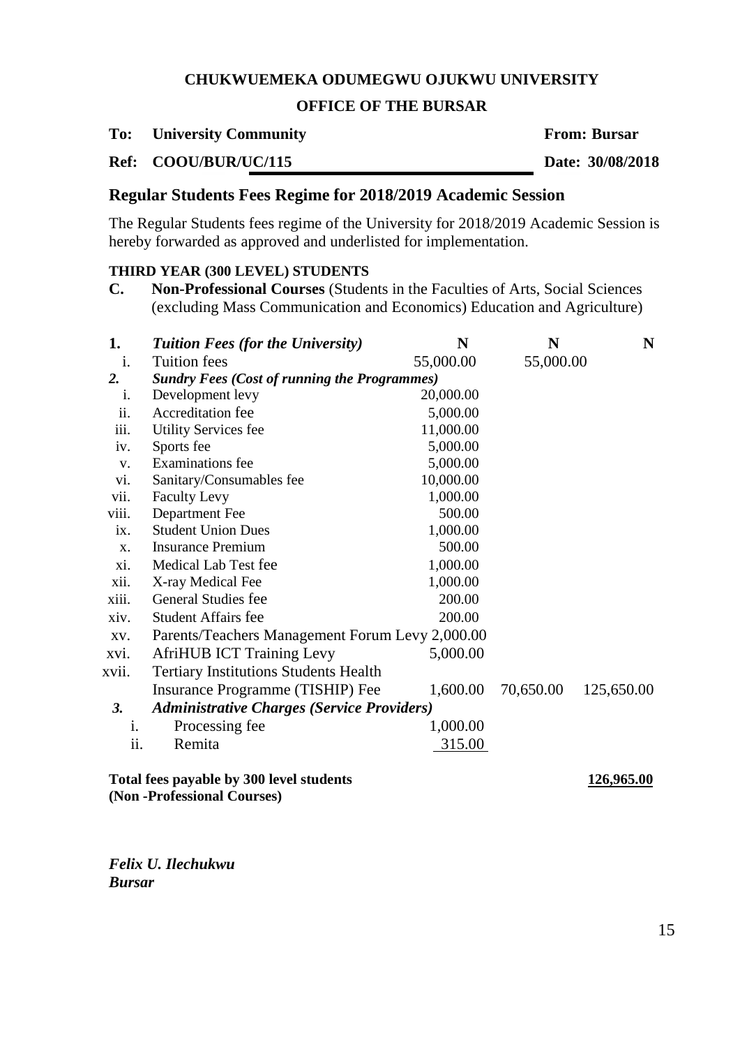**CHUKWUEMEKA ODUMEGWU OJUKWU UNIVERSITY**

**OFFICE OF THE BURSAR**

**To: University Community** **From: Bursar**

**Ref: COOU/BUR/UC/115** **Date: 30/08/2018**

## Regular Students Fees Regime for 2018/2019 Academic Session

The Regular Students fees regime of the University for 2018/2019 Academic Session is hereby forwarded as approved and underlisted for implementation.

**THIRD YEAR (300 LEVEL) STUDENTS**

**C. Non-Professional Courses** (Students in the Faculties of Arts, Social Sciences (excluding Mass Communication and Economics) Education and Agriculture)

| | | N | N | N |
|---|---|---|---|---|
| **1.** | ***Tuition Fees (for the University)*** | | | |
| i. | Tuition fees | 55,000.00 | 55,000.00 | |
| ***2.*** | ***Sundry Fees (Cost of running the Programmes)*** | | | |
| i. | Development levy | 20,000.00 | | |
| ii. | Accreditation fee | 5,000.00 | | |
| iii. | Utility Services fee | 11,000.00 | | |
| iv. | Sports fee | 5,000.00 | | |
| v. | Examinations fee | 5,000.00 | | |
| vi. | Sanitary/Consumables fee | 10,000.00 | | |
| vii. | Faculty Levy | 1,000.00 | | |
| viii. | Department Fee | 500.00 | | |
| ix. | Student Union Dues | 1,000.00 | | |
| x. | Insurance Premium | 500.00 | | |
| xi. | Medical Lab Test fee | 1,000.00 | | |
| xii. | X-ray Medical Fee | 1,000.00 | | |
| xiii. | General Studies fee | 200.00 | | |
| xiv. | Student Affairs fee | 200.00 | | |
| xv. | Parents/Teachers Management Forum Levy | 2,000.00 | | |
| xvi. | AfriHUB ICT Training Levy | 5,000.00 | | |
| xvii. | Tertiary Institutions Students Health Insurance Programme (TISHIP) Fee | 1,600.00 | 70,650.00 | 125,650.00 |
| ***3.*** | ***Administrative Charges (Service Providers)*** | | | |
| i. | Processing fee | 1,000.00 | | |
| ii. | Remita | 315.00 | | |

**Total fees payable by 300 level students (Non -Professional Courses)** **126,965.00**

***Felix U. Ilechukwu***
***Bursar***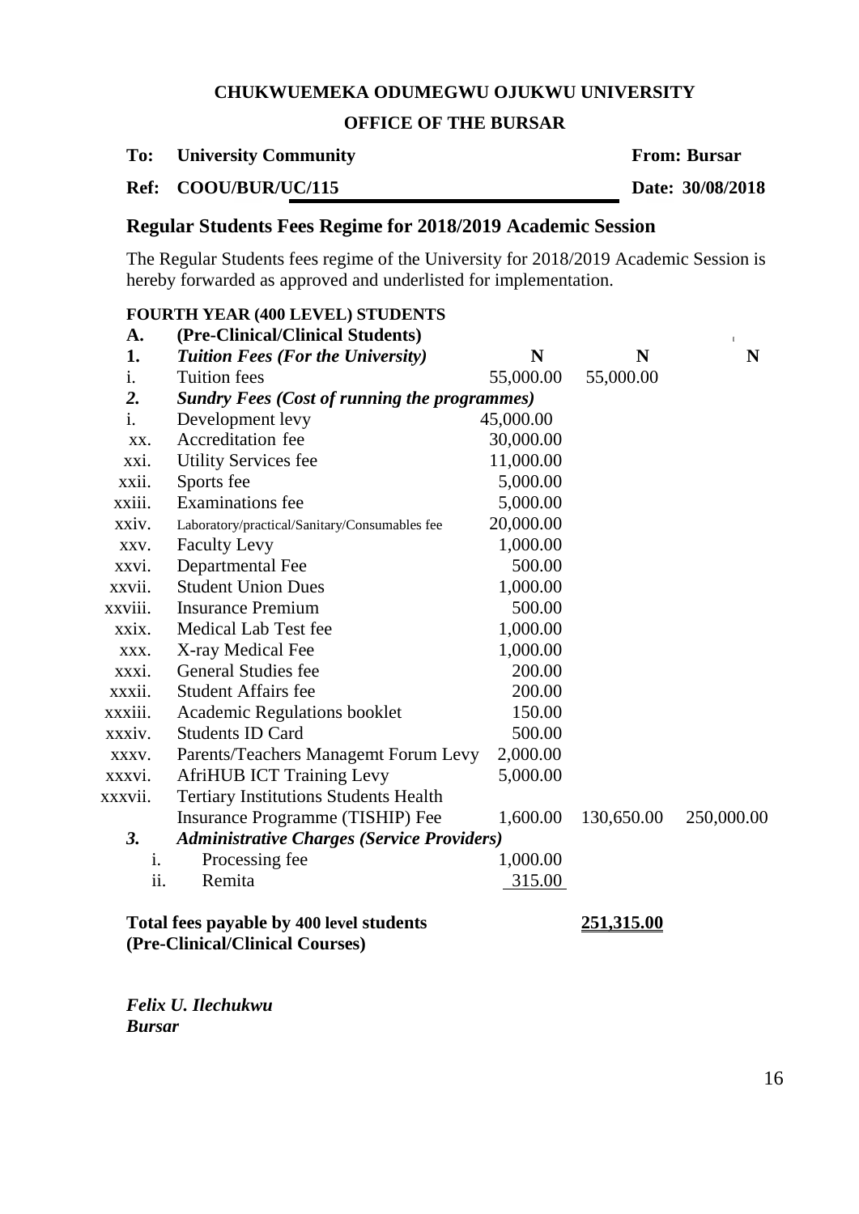**CHUKWUEMEKA ODUMEGWU OJUKWU UNIVERSITY**

**OFFICE OF THE BURSAR**

**To: University Community** **From: Bursar**

**Ref: COOU/BUR/UC/115** **Date: 30/08/2018**

## Regular Students Fees Regime for 2018/2019 Academic Session

The Regular Students fees regime of the University for 2018/2019 Academic Session is hereby forwarded as approved and underlisted for implementation.

**FOURTH YEAR (400 LEVEL) STUDENTS**

| | | | | |
|---|---|---|---|---|
| **A.** | **(Pre-Clinical/Clinical Students)** | | | |
| **1.** | ***Tuition Fees (For the University)*** | **N** | **N** | **N** |
| i. | Tuition fees | 55,000.00 | 55,000.00 | |
| ***2.*** | ***Sundry Fees (Cost of running the programmes)*** | | | |
| i. | Development levy | 45,000.00 | | |
| xx. | Accreditation fee | 30,000.00 | | |
| xxi. | Utility Services fee | 11,000.00 | | |
| xxii. | Sports fee | 5,000.00 | | |
| xxiii. | Examinations fee | 5,000.00 | | |
| xxiv. | Laboratory/practical/Sanitary/Consumables fee | 20,000.00 | | |
| xxv. | Faculty Levy | 1,000.00 | | |
| xxvi. | Departmental Fee | 500.00 | | |
| xxvii. | Student Union Dues | 1,000.00 | | |
| xxviii. | Insurance Premium | 500.00 | | |
| xxix. | Medical Lab Test fee | 1,000.00 | | |
| xxx. | X-ray Medical Fee | 1,000.00 | | |
| xxxi. | General Studies fee | 200.00 | | |
| xxxii. | Student Affairs fee | 200.00 | | |
| xxxiii. | Academic Regulations booklet | 150.00 | | |
| xxxiv. | Students ID Card | 500.00 | | |
| xxxv. | Parents/Teachers Managemt Forum Levy | 2,000.00 | | |
| xxxvi. | AfriHUB ICT Training Levy | 5,000.00 | | |
| xxxvii. | Tertiary Institutions Students Health Insurance Programme (TISHIP) Fee | 1,600.00 | 130,650.00 | 250,000.00 |
| ***3.*** | ***Administrative Charges (Service Providers)*** | | | |
| i. | Processing fee | 1,000.00 | | |
| ii. | Remita | 315.00 | | |

**Total fees payable by 400 level students (Pre-Clinical/Clinical Courses)** **251,315.00**

***Felix U. Ilechukwu***
***Bursar***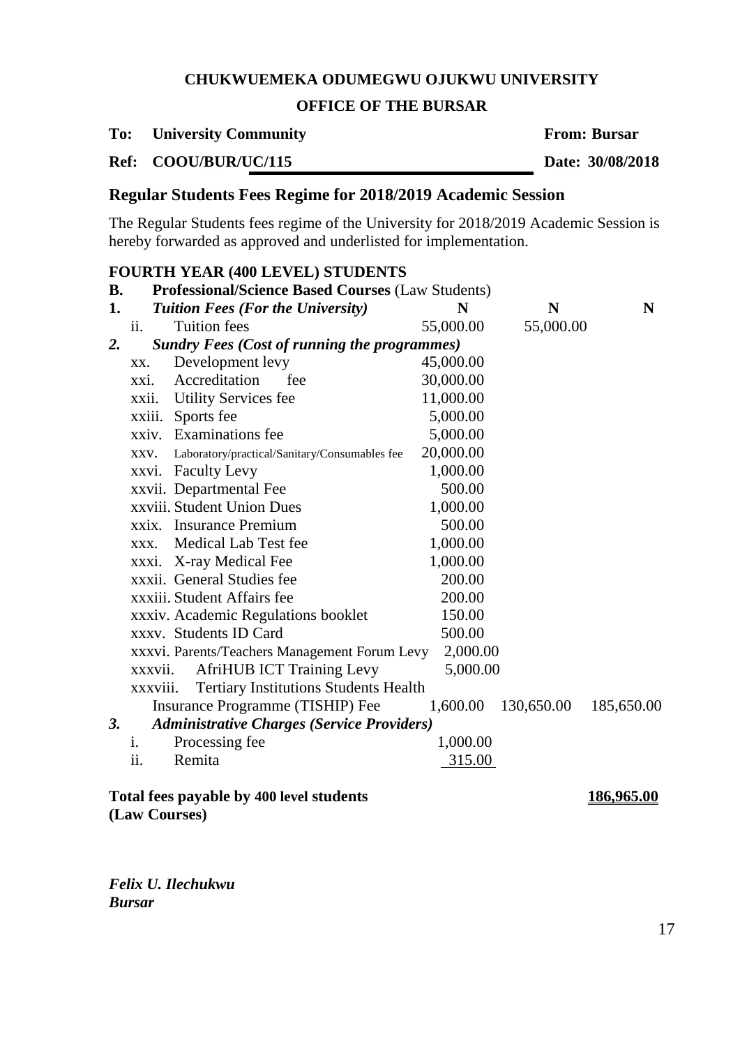**CHUKWUEMEKA ODUMEGWU OJUKWU UNIVERSITY**

**OFFICE OF THE BURSAR**

**To: University Community** **From: Bursar**

**Ref: COOU/BUR/UC/115** **Date: 30/08/2018**

## Regular Students Fees Regime for 2018/2019 Academic Session

The Regular Students fees regime of the University for 2018/2019 Academic Session is hereby forwarded as approved and underlisted for implementation.

### FOURTH YEAR (400 LEVEL) STUDENTS

| | | | | |
|---|---|---|---|---|
| **B.** | **Professional/Science Based Courses** (Law Students) | | | |
| **1.** | ***Tuition Fees (For the University)*** | **N** | **N** | **N** |
| ii. | Tuition fees | 55,000.00 | 55,000.00 | |
| ***2.*** | ***Sundry Fees (Cost of running the programmes)*** | | | |
| xx. | Development levy | 45,000.00 | | |
| xxi. | Accreditation fee | 30,000.00 | | |
| xxii. | Utility Services fee | 11,000.00 | | |
| xxiii. | Sports fee | 5,000.00 | | |
| xxiv. | Examinations fee | 5,000.00 | | |
| xxv. | Laboratory/practical/Sanitary/Consumables fee | 20,000.00 | | |
| xxvi. | Faculty Levy | 1,000.00 | | |
| xxvii. | Departmental Fee | 500.00 | | |
| xxviii. | Student Union Dues | 1,000.00 | | |
| xxix. | Insurance Premium | 500.00 | | |
| xxx. | Medical Lab Test fee | 1,000.00 | | |
| xxxi. | X-ray Medical Fee | 1,000.00 | | |
| xxxii. | General Studies fee | 200.00 | | |
| xxxiii. | Student Affairs fee | 200.00 | | |
| xxxiv. | Academic Regulations booklet | 150.00 | | |
| xxxv. | Students ID Card | 500.00 | | |
| xxxvi. | Parents/Teachers Management Forum Levy | 2,000.00 | | |
| xxxvii. | AfriHUB ICT Training Levy | 5,000.00 | | |
| xxxviii. | Tertiary Institutions Students Health Insurance Programme (TISHIP) Fee | 1,600.00 | 130,650.00 | 185,650.00 |
| ***3.*** | ***Administrative Charges (Service Providers)*** | | | |
| i. | Processing fee | 1,000.00 | | |
| ii. | Remita | 315.00 | | |

**Total fees payable by 400 level students (Law Courses)** **186,965.00**

***Felix U. Ilechukwu***
***Bursar***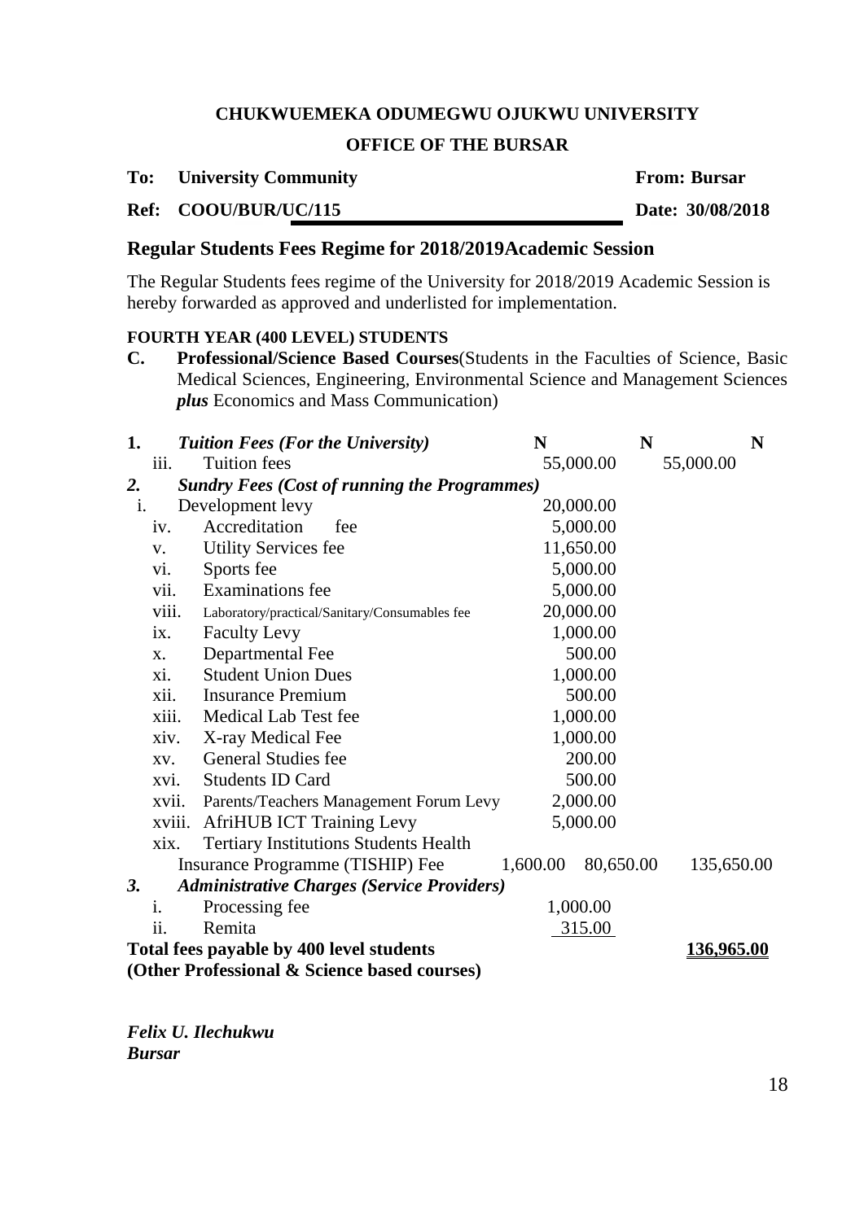**CHUKWUEMEKA ODUMEGWU OJUKWU UNIVERSITY**

**OFFICE OF THE BURSAR**

**To: University Community** **From: Bursar**

**Ref: COOU/BUR/UC/115** **Date: 30/08/2018**

## Regular Students Fees Regime for 2018/2019Academic Session

The Regular Students fees regime of the University for 2018/2019 Academic Session is hereby forwarded as approved and underlisted for implementation.

**FOURTH YEAR (400 LEVEL) STUDENTS**

**C. Professional/Science Based Courses**(Students in the Faculties of Science, Basic Medical Sciences, Engineering, Environmental Science and Management Sciences ***plus*** Economics and Mass Communication)

| | | N | N | N |
|---|---|---|---|---|
| **1.** | ***Tuition Fees (For the University)*** | | | |
| iii. | Tuition fees | 55,000.00 | 55,000.00 | |
| ***2.*** | ***Sundry Fees (Cost of running the Programmes)*** | | | |
| i. | Development levy | 20,000.00 | | |
| iv. | Accreditation fee | 5,000.00 | | |
| v. | Utility Services fee | 11,650.00 | | |
| vi. | Sports fee | 5,000.00 | | |
| vii. | Examinations fee | 5,000.00 | | |
| viii. | Laboratory/practical/Sanitary/Consumables fee | 20,000.00 | | |
| ix. | Faculty Levy | 1,000.00 | | |
| x. | Departmental Fee | 500.00 | | |
| xi. | Student Union Dues | 1,000.00 | | |
| xii. | Insurance Premium | 500.00 | | |
| xiii. | Medical Lab Test fee | 1,000.00 | | |
| xiv. | X-ray Medical Fee | 1,000.00 | | |
| xv. | General Studies fee | 200.00 | | |
| xvi. | Students ID Card | 500.00 | | |
| xvii. | Parents/Teachers Management Forum Levy | 2,000.00 | | |
| xviii. | AfriHUB ICT Training Levy | 5,000.00 | | |
| xix. | Tertiary Institutions Students Health Insurance Programme (TISHIP) Fee | 1,600.00 | 80,650.00 | 135,650.00 |
| ***3.*** | ***Administrative Charges (Service Providers)*** | | | |
| i. | Processing fee | 1,000.00 | | |
| ii. | Remita | 315.00 | | |
| | **Total fees payable by 400 level students (Other Professional & Science based courses)** | | | **136,965.00** |

***Felix U. Ilechukwu***
***Bursar***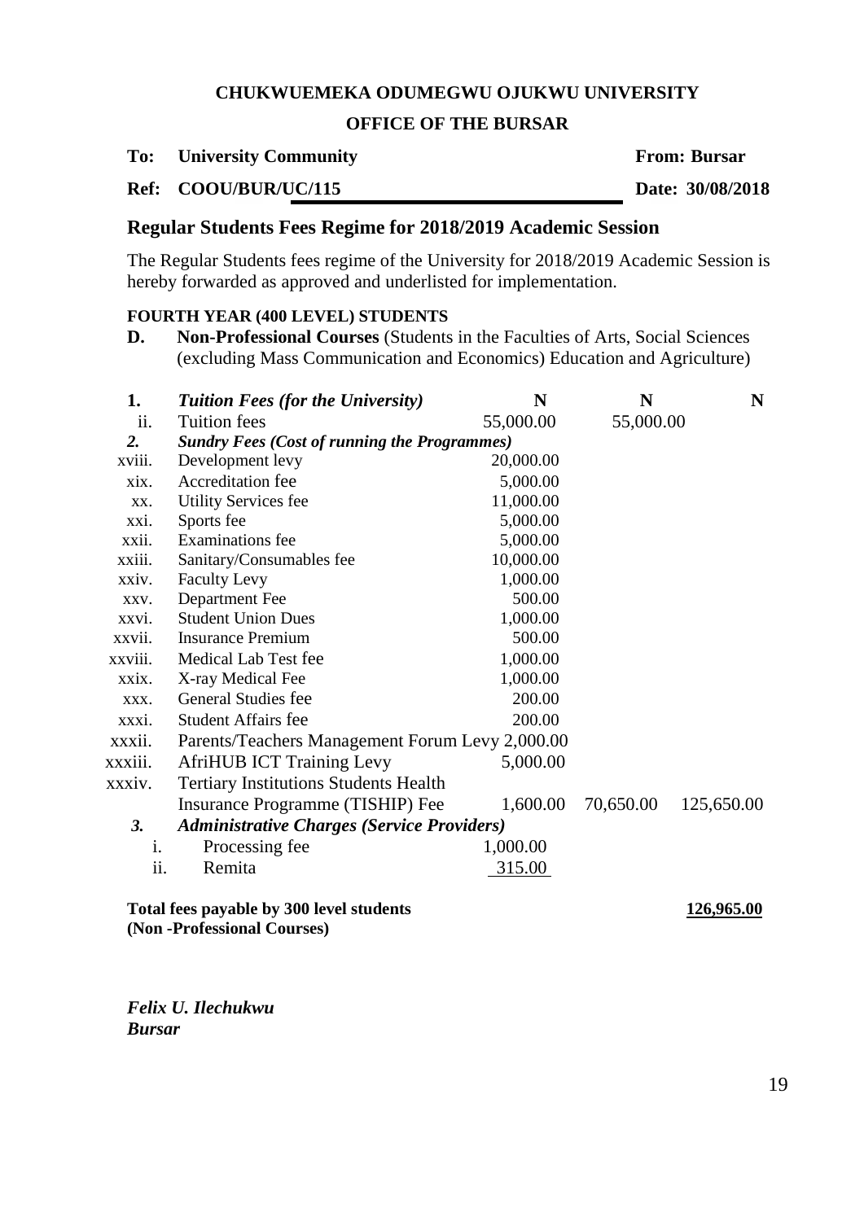**CHUKWUEMEKA ODUMEGWU OJUKWU UNIVERSITY**

**OFFICE OF THE BURSAR**

**To: University Community** — **From: Bursar**

**Ref: COOU/BUR/UC/115** — **Date: 30/08/2018**

## Regular Students Fees Regime for 2018/2019 Academic Session

The Regular Students fees regime of the University for 2018/2019 Academic Session is hereby forwarded as approved and underlisted for implementation.

**FOURTH YEAR (400 LEVEL) STUDENTS**

**D. Non-Professional Courses** (Students in the Faculties of Arts, Social Sciences (excluding Mass Communication and Economics) Education and Agriculture)

| | | N | N | N |
|---|---|---|---|---|
| **1.** | ***Tuition Fees (for the University)*** | | | |
| ii. | Tuition fees | 55,000.00 | 55,000.00 | |
| ***2.*** | ***Sundry Fees (Cost of running the Programmes)*** | | | |
| xviii. | Development levy | 20,000.00 | | |
| xix. | Accreditation fee | 5,000.00 | | |
| xx. | Utility Services fee | 11,000.00 | | |
| xxi. | Sports fee | 5,000.00 | | |
| xxii. | Examinations fee | 5,000.00 | | |
| xxiii. | Sanitary/Consumables fee | 10,000.00 | | |
| xxiv. | Faculty Levy | 1,000.00 | | |
| xxv. | Department Fee | 500.00 | | |
| xxvi. | Student Union Dues | 1,000.00 | | |
| xxvii. | Insurance Premium | 500.00 | | |
| xxviii. | Medical Lab Test fee | 1,000.00 | | |
| xxix. | X-ray Medical Fee | 1,000.00 | | |
| xxx. | General Studies fee | 200.00 | | |
| xxxi. | Student Affairs fee | 200.00 | | |
| xxxii. | Parents/Teachers Management Forum Levy | 2,000.00 | | |
| xxxiii. | AfriHUB ICT Training Levy | 5,000.00 | | |
| xxxiv. | Tertiary Institutions Students Health Insurance Programme (TISHIP) Fee | 1,600.00 | 70,650.00 | 125,650.00 |
| ***3.*** | ***Administrative Charges (Service Providers)*** | | | |
| i. | Processing fee | 1,000.00 | | |
| ii. | Remita | 315.00 | | |

**Total fees payable by 300 level students (Non -Professional Courses)** — **126,965.00**

***Felix U. Ilechukwu***
***Bursar***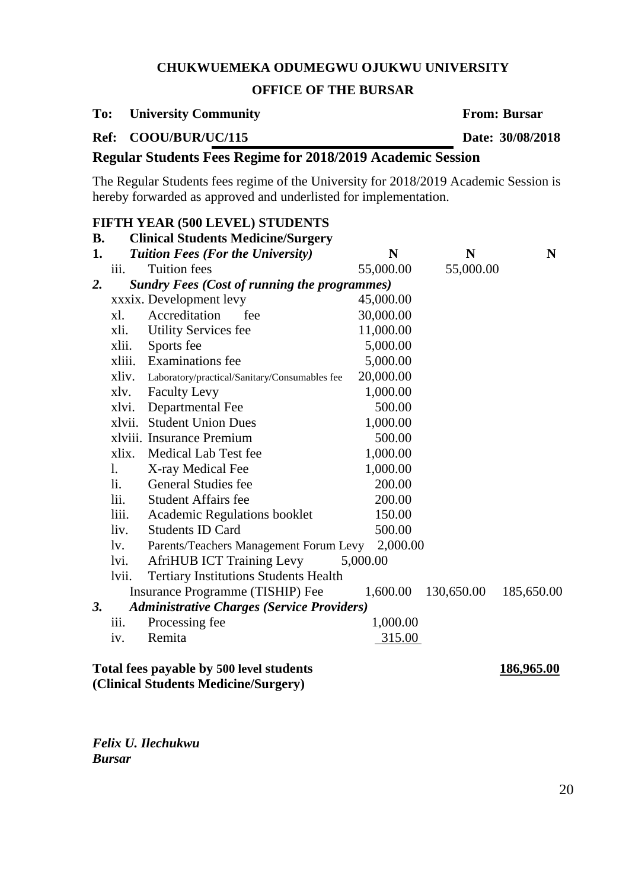**CHUKWUEMEKA ODUMEGWU OJUKWU UNIVERSITY**

**OFFICE OF THE BURSAR**

**To: University Community** **From: Bursar**

**Ref: COOU/BUR/UC/115** **Date: 30/08/2018**

## Regular Students Fees Regime for 2018/2019 Academic Session

The Regular Students fees regime of the University for 2018/2019 Academic Session is hereby forwarded as approved and underlisted for implementation.

### FIFTH YEAR (500 LEVEL) STUDENTS

| | | | | |
|---|---|---|---|---|
| **B.** | **Clinical Students Medicine/Surgery** | | | |
| **1.** | ***Tuition Fees (For the University)*** | **N** | **N** | **N** |
| iii. | Tuition fees | 55,000.00 | 55,000.00 | |
| ***2.*** | ***Sundry Fees (Cost of running the programmes)*** | | | |
| xxxix. | Development levy | 45,000.00 | | |
| xl. | Accreditation fee | 30,000.00 | | |
| xli. | Utility Services fee | 11,000.00 | | |
| xlii. | Sports fee | 5,000.00 | | |
| xliii. | Examinations fee | 5,000.00 | | |
| xliv. | Laboratory/practical/Sanitary/Consumables fee | 20,000.00 | | |
| xlv. | Faculty Levy | 1,000.00 | | |
| xlvi. | Departmental Fee | 500.00 | | |
| xlvii. | Student Union Dues | 1,000.00 | | |
| xlviii. | Insurance Premium | 500.00 | | |
| xlix. | Medical Lab Test fee | 1,000.00 | | |
| l. | X-ray Medical Fee | 1,000.00 | | |
| li. | General Studies fee | 200.00 | | |
| lii. | Student Affairs fee | 200.00 | | |
| liii. | Academic Regulations booklet | 150.00 | | |
| liv. | Students ID Card | 500.00 | | |
| lv. | Parents/Teachers Management Forum Levy | 2,000.00 | | |
| lvi. | AfriHUB ICT Training Levy | 5,000.00 | | |
| lvii. | Tertiary Institutions Students Health Insurance Programme (TISHIP) Fee | 1,600.00 | 130,650.00 | 185,650.00 |
| ***3.*** | ***Administrative Charges (Service Providers)*** | | | |
| iii. | Processing fee | 1,000.00 | | |
| iv. | Remita | 315.00 | | |

**Total fees payable by 500 level students (Clinical Students Medicine/Surgery)** **186,965.00**

***Felix U. Ilechukwu***
***Bursar***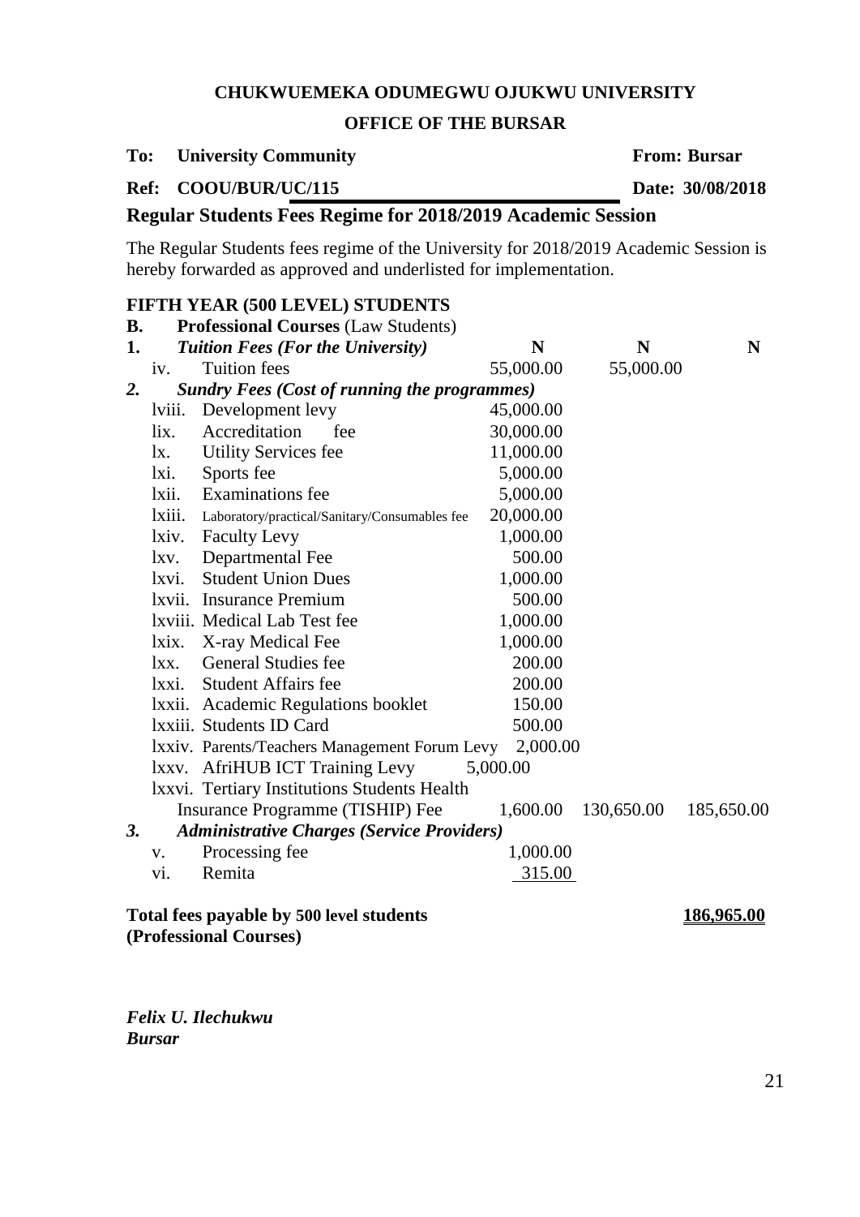**CHUKWUEMEKA ODUMEGWU OJUKWU UNIVERSITY**

**OFFICE OF THE BURSAR**

**To: University Community** **From: Bursar**

**Ref: COOU/BUR/UC/115** **Date: 30/08/2018**

## Regular Students Fees Regime for 2018/2019 Academic Session

The Regular Students fees regime of the University for 2018/2019 Academic Session is hereby forwarded as approved and underlisted for implementation.

### FIFTH YEAR (500 LEVEL) STUDENTS

**B. Professional Courses** (Law Students)

| | | N | N | N |
|---|---|---|---|---|
| **1.** | ***Tuition Fees (For the University)*** | | | |
| iv. | Tuition fees | 55,000.00 | 55,000.00 | |
| ***2.*** | ***Sundry Fees (Cost of running the programmes)*** | | | |
| lviii. | Development levy | 45,000.00 | | |
| lix. | Accreditation fee | 30,000.00 | | |
| lx. | Utility Services fee | 11,000.00 | | |
| lxi. | Sports fee | 5,000.00 | | |
| lxii. | Examinations fee | 5,000.00 | | |
| lxiii. | Laboratory/practical/Sanitary/Consumables fee | 20,000.00 | | |
| lxiv. | Faculty Levy | 1,000.00 | | |
| lxv. | Departmental Fee | 500.00 | | |
| lxvi. | Student Union Dues | 1,000.00 | | |
| lxvii. | Insurance Premium | 500.00 | | |
| lxviii. | Medical Lab Test fee | 1,000.00 | | |
| lxix. | X-ray Medical Fee | 1,000.00 | | |
| lxx. | General Studies fee | 200.00 | | |
| lxxi. | Student Affairs fee | 200.00 | | |
| lxxii. | Academic Regulations booklet | 150.00 | | |
| lxxiii. | Students ID Card | 500.00 | | |
| lxxiv. | Parents/Teachers Management Forum Levy | 2,000.00 | | |
| lxxv. | AfriHUB ICT Training Levy | 5,000.00 | | |
| lxxvi. | Tertiary Institutions Students Health Insurance Programme (TISHIP) Fee | 1,600.00 | 130,650.00 | 185,650.00 |
| ***3.*** | ***Administrative Charges (Service Providers)*** | | | |
| v. | Processing fee | 1,000.00 | | |
| vi. | Remita | 315.00 | | |

**Total fees payable by 500 level students (Professional Courses)** **186,965.00**

***Felix U. Ilechukwu***
***Bursar***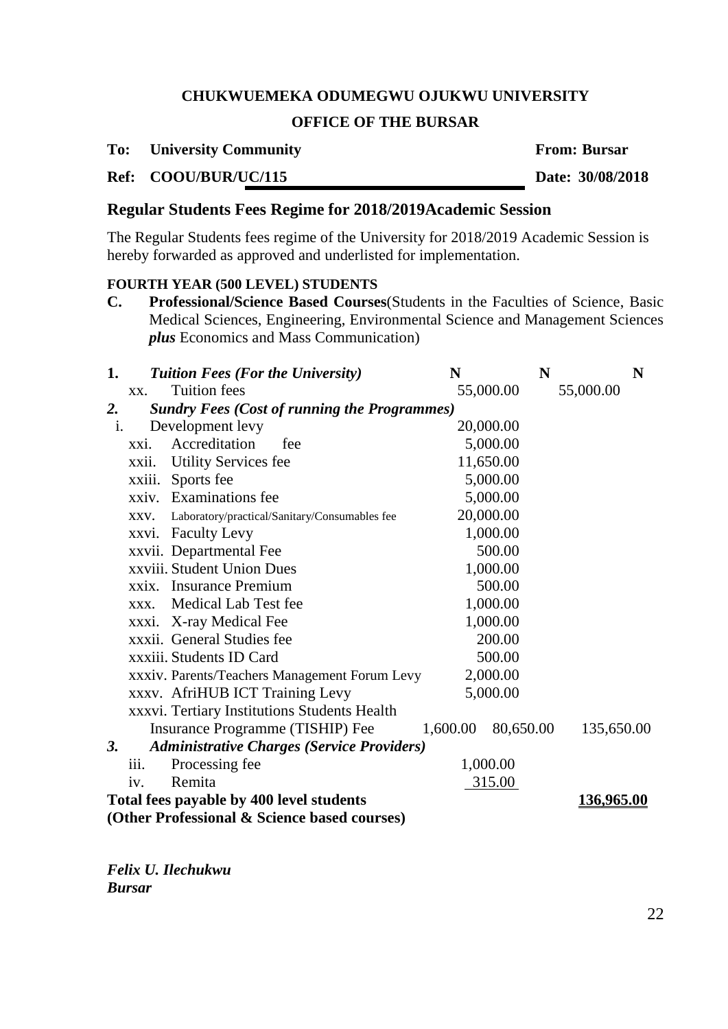**CHUKWUEMEKA ODUMEGWU OJUKWU UNIVERSITY**

**OFFICE OF THE BURSAR**

**To: University Community** **From: Bursar**

**Ref: COOU/BUR/UC/115** **Date: 30/08/2018**

## Regular Students Fees Regime for 2018/2019Academic Session

The Regular Students fees regime of the University for 2018/2019 Academic Session is hereby forwarded as approved and underlisted for implementation.

**FOURTH YEAR (500 LEVEL) STUDENTS**

**C. Professional/Science Based Courses**(Students in the Faculties of Science, Basic Medical Sciences, Engineering, Environmental Science and Management Sciences ***plus*** Economics and Mass Communication)

| | | N | N | N |
|---|---|---|---|---|
| **1.** | ***Tuition Fees (For the University)*** | | | |
| xx. | Tuition fees | 55,000.00 | 55,000.00 | |
| ***2.*** | ***Sundry Fees (Cost of running the Programmes)*** | | | |
| i. | Development levy | 20,000.00 | | |
| xxi. | Accreditation fee | 5,000.00 | | |
| xxii. | Utility Services fee | 11,650.00 | | |
| xxiii. | Sports fee | 5,000.00 | | |
| xxiv. | Examinations fee | 5,000.00 | | |
| xxv. | Laboratory/practical/Sanitary/Consumables fee | 20,000.00 | | |
| xxvi. | Faculty Levy | 1,000.00 | | |
| xxvii. | Departmental Fee | 500.00 | | |
| xxviii. | Student Union Dues | 1,000.00 | | |
| xxix. | Insurance Premium | 500.00 | | |
| xxx. | Medical Lab Test fee | 1,000.00 | | |
| xxxi. | X-ray Medical Fee | 1,000.00 | | |
| xxxii. | General Studies fee | 200.00 | | |
| xxxiii. | Students ID Card | 500.00 | | |
| xxxiv. | Parents/Teachers Management Forum Levy | 2,000.00 | | |
| xxxv. | AfriHUB ICT Training Levy | 5,000.00 | | |
| xxxvi. | Tertiary Institutions Students Health Insurance Programme (TISHIP) Fee | 1,600.00 | 80,650.00 | 135,650.00 |
| ***3.*** | ***Administrative Charges (Service Providers)*** | | | |
| iii. | Processing fee | 1,000.00 | | |
| iv. | Remita | 315.00 | | |
| | **Total fees payable by 400 level students (Other Professional & Science based courses)** | | | **136,965.00** |

***Felix U. Ilechukwu***
***Bursar***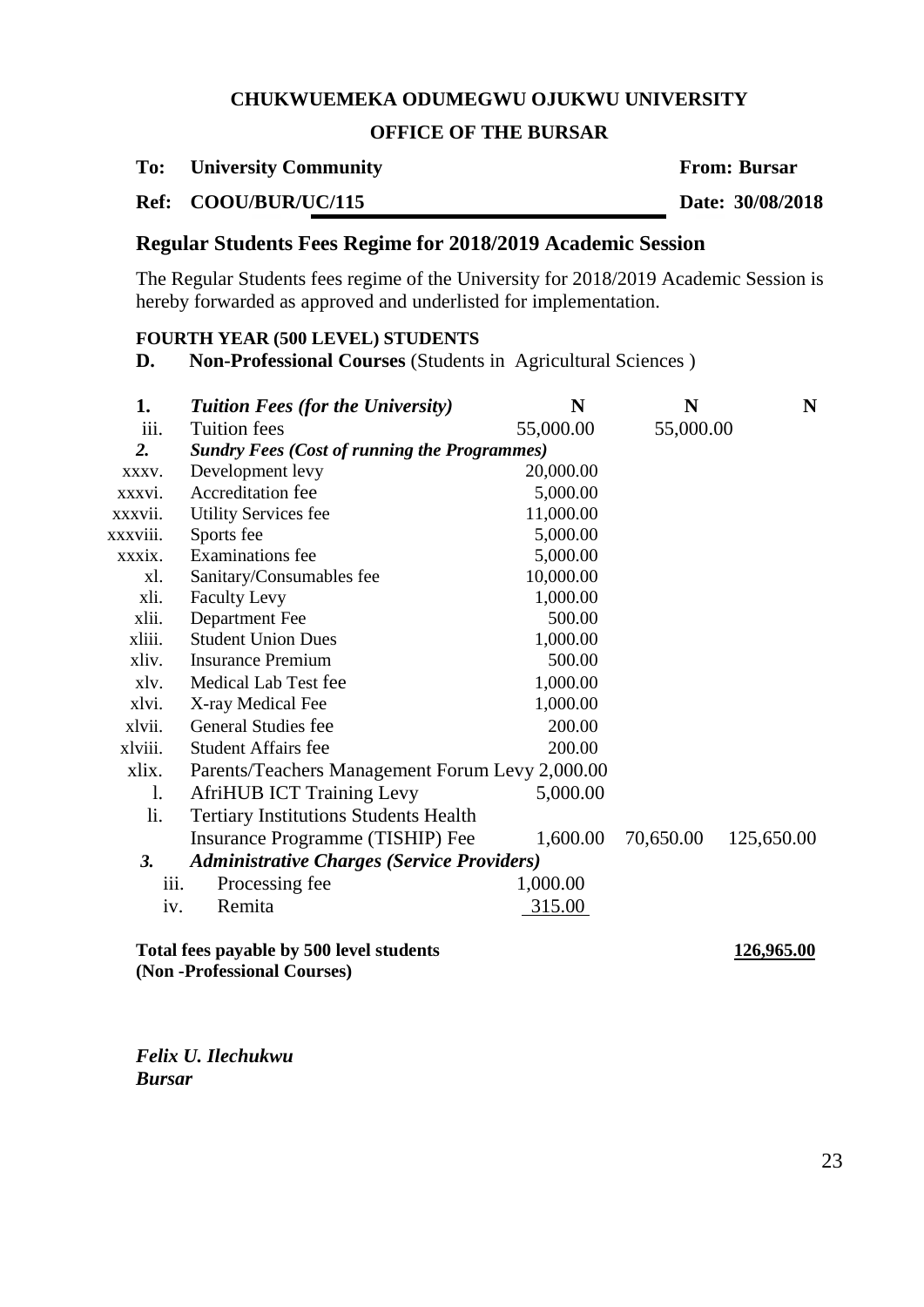**CHUKWUEMEKA ODUMEGWU OJUKWU UNIVERSITY**

**OFFICE OF THE BURSAR**

**To: University Community** **From: Bursar**

**Ref: COOU/BUR/UC/115** **Date: 30/08/2018**

## Regular Students Fees Regime for 2018/2019 Academic Session

The Regular Students fees regime of the University for 2018/2019 Academic Session is hereby forwarded as approved and underlisted for implementation.

**FOURTH YEAR (500 LEVEL) STUDENTS**

**D. Non-Professional Courses** (Students in Agricultural Sciences )

| | | N | N | N |
|---|---|---|---|---|
| **1.** | ***Tuition Fees (for the University)*** | | | |
| iii. | Tuition fees | 55,000.00 | 55,000.00 | |
| ***2.*** | ***Sundry Fees (Cost of running the Programmes)*** | | | |
| xxxv. | Development levy | 20,000.00 | | |
| xxxvi. | Accreditation fee | 5,000.00 | | |
| xxxvii. | Utility Services fee | 11,000.00 | | |
| xxxviii. | Sports fee | 5,000.00 | | |
| xxxix. | Examinations fee | 5,000.00 | | |
| xl. | Sanitary/Consumables fee | 10,000.00 | | |
| xli. | Faculty Levy | 1,000.00 | | |
| xlii. | Department Fee | 500.00 | | |
| xliii. | Student Union Dues | 1,000.00 | | |
| xliv. | Insurance Premium | 500.00 | | |
| xlv. | Medical Lab Test fee | 1,000.00 | | |
| xlvi. | X-ray Medical Fee | 1,000.00 | | |
| xlvii. | General Studies fee | 200.00 | | |
| xlviii. | Student Affairs fee | 200.00 | | |
| xlix. | Parents/Teachers Management Forum Levy | 2,000.00 | | |
| l. | AfriHUB ICT Training Levy | 5,000.00 | | |
| li. | Tertiary Institutions Students Health Insurance Programme (TISHIP) Fee | 1,600.00 | 70,650.00 | 125,650.00 |
| ***3.*** | ***Administrative Charges (Service Providers)*** | | | |
| iii. | Processing fee | 1,000.00 | | |
| iv. | Remita | 315.00 | | |

**Total fees payable by 500 level students (Non -Professional Courses)** **126,965.00**

***Felix U. Ilechukwu***
***Bursar***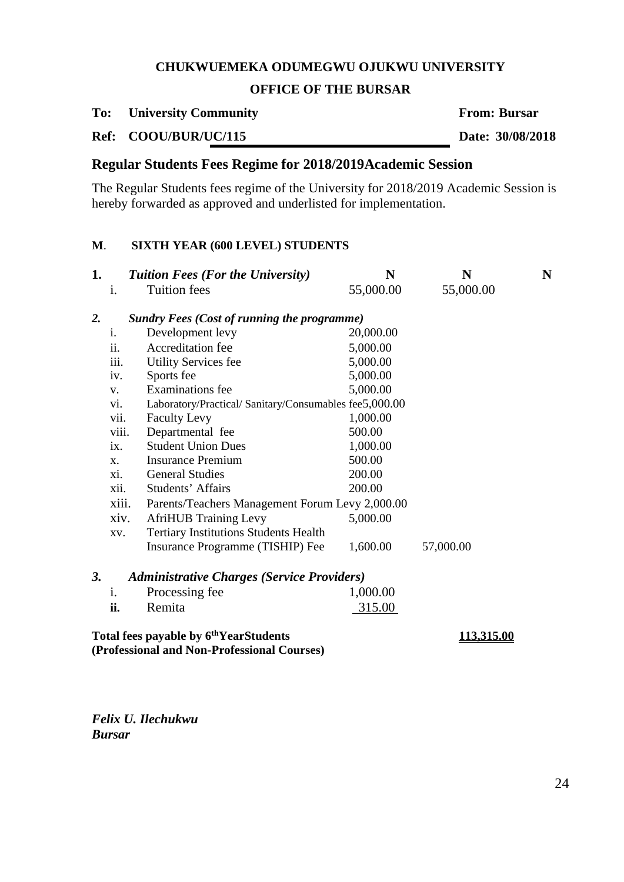**CHUKWUEMEKA ODUMEGWU OJUKWU UNIVERSITY**

**OFFICE OF THE BURSAR**

**To: University Community** **From: Bursar**

**Ref: COOU/BUR/UC/115** **Date: 30/08/2018**

## Regular Students Fees Regime for 2018/2019Academic Session

The Regular Students fees regime of the University for 2018/2019 Academic Session is hereby forwarded as approved and underlisted for implementation.

**M. SIXTH YEAR (600 LEVEL) STUDENTS**

| | | | N | N | N |
|---|---|---|---|---|---|
| **1.** | | ***Tuition Fees (For the University)*** | | | |
| | i. | Tuition fees | 55,000.00 | 55,000.00 | |
| ***2.*** | | ***Sundry Fees (Cost of running the programme)*** | | | |
| | i. | Development levy | 20,000.00 | | |
| | ii. | Accreditation fee | 5,000.00 | | |
| | iii. | Utility Services fee | 5,000.00 | | |
| | iv. | Sports fee | 5,000.00 | | |
| | v. | Examinations fee | 5,000.00 | | |
| | vi. | Laboratory/Practical/ Sanitary/Consumables fee | 5,000.00 | | |
| | vii. | Faculty Levy | 1,000.00 | | |
| | viii. | Departmental fee | 500.00 | | |
| | ix. | Student Union Dues | 1,000.00 | | |
| | x. | Insurance Premium | 500.00 | | |
| | xi. | General Studies | 200.00 | | |
| | xii. | Students' Affairs | 200.00 | | |
| | xiii. | Parents/Teachers Management Forum Levy | 2,000.00 | | |
| | xiv. | AfriHUB Training Levy | 5,000.00 | | |
| | xv. | Tertiary Institutions Students Health Insurance Programme (TISHIP) Fee | 1,600.00 | 57,000.00 | |
| ***3.*** | | ***Administrative Charges (Service Providers)*** | | | |
| | i. | Processing fee | 1,000.00 | | |
| | **ii.** | Remita | 315.00 | | |

**Total fees payable by 6th YearStudents (Professional and Non-Professional Courses)** **113,315.00**

***Felix U. Ilechukwu***
***Bursar***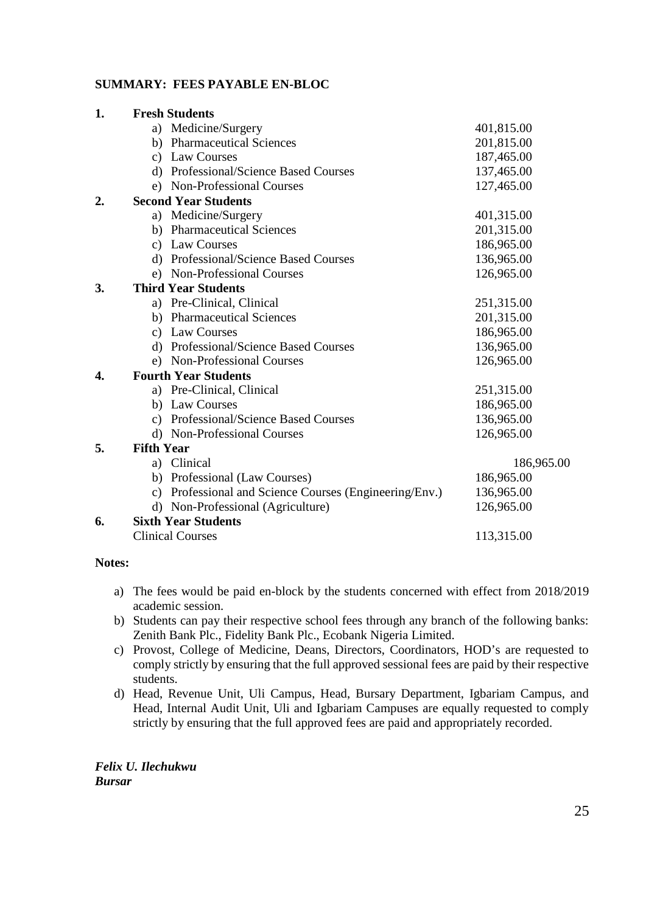**SUMMARY: FEES PAYABLE EN-BLOC**

| | | |
|---|---|---|
| **1.** | **Fresh Students** | |
| | a) Medicine/Surgery | 401,815.00 |
| | b) Pharmaceutical Sciences | 201,815.00 |
| | c) Law Courses | 187,465.00 |
| | d) Professional/Science Based Courses | 137,465.00 |
| | e) Non-Professional Courses | 127,465.00 |
| **2.** | **Second Year Students** | |
| | a) Medicine/Surgery | 401,315.00 |
| | b) Pharmaceutical Sciences | 201,315.00 |
| | c) Law Courses | 186,965.00 |
| | d) Professional/Science Based Courses | 136,965.00 |
| | e) Non-Professional Courses | 126,965.00 |
| **3.** | **Third Year Students** | |
| | a) Pre-Clinical, Clinical | 251,315.00 |
| | b) Pharmaceutical Sciences | 201,315.00 |
| | c) Law Courses | 186,965.00 |
| | d) Professional/Science Based Courses | 136,965.00 |
| | e) Non-Professional Courses | 126,965.00 |
| **4.** | **Fourth Year Students** | |
| | a) Pre-Clinical, Clinical | 251,315.00 |
| | b) Law Courses | 186,965.00 |
| | c) Professional/Science Based Courses | 136,965.00 |
| | d) Non-Professional Courses | 126,965.00 |
| **5.** | **Fifth Year** | |
| | a) Clinical | 186,965.00 |
| | b) Professional (Law Courses) | 186,965.00 |
| | c) Professional and Science Courses (Engineering/Env.) | 136,965.00 |
| | d) Non-Professional (Agriculture) | 126,965.00 |
| **6.** | **Sixth Year Students** | |
| | Clinical Courses | 113,315.00 |

**Notes:**

a) The fees would be paid en-block by the students concerned with effect from 2018/2019 academic session.

b) Students can pay their respective school fees through any branch of the following banks: Zenith Bank Plc., Fidelity Bank Plc., Ecobank Nigeria Limited.

c) Provost, College of Medicine, Deans, Directors, Coordinators, HOD's are requested to comply strictly by ensuring that the full approved sessional fees are paid by their respective students.

d) Head, Revenue Unit, Uli Campus, Head, Bursary Department, Igbariam Campus, and Head, Internal Audit Unit, Uli and Igbariam Campuses are equally requested to comply strictly by ensuring that the full approved fees are paid and appropriately recorded.

***Felix U. Ilechukwu***
***Bursar***